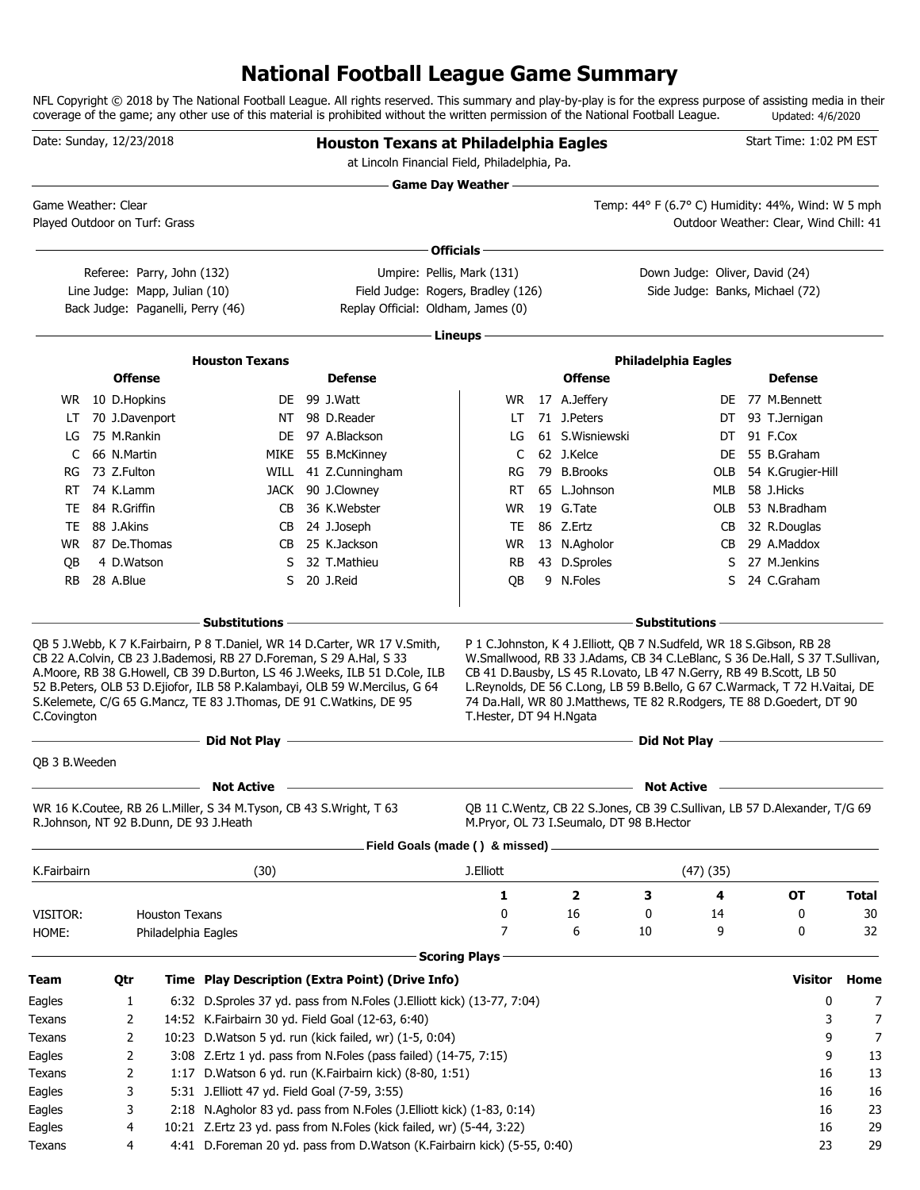# National Football League Game Summary

NFL Copyright © 2018 by The National Football League. All rights reserved. This summary and play-by-play is for the express purpose of assisting media in their coverage of the game; any other use of this material is prohibited without the written permission of the National Football League. Updated: 4/6/2020

Date: Sunday, 12/23/2018

**Houston Texans at Philadelphia Eagles**

at Lincoln Financial Field, Philadelphia, Pa.

Start Time: 1:02 PM EST

## Game Day Weather

Game Weather: Clear

Played Outdoor on Turf: Grass

Temp: 44° F (6.7° C) Humidity: 44%, Wind: W 5 mph

Outdoor Weather: Clear, Wind Chill: 41

## Officials

Referee: Parry, John (132)
Umpire: Pellis, Mark (131)
Down Judge: Oliver, David (24)
Line Judge: Mapp, Julian (10)
Field Judge: Rogers, Bradley (126)
Side Judge: Banks, Michael (72)
Back Judge: Paganelli, Perry (46)
Replay Official: Oldham, James (0)

## Lineups

**Houston Texans**

| Offense | | | Defense | | |
|---|---|---|---|---|---|
| WR | 10 | D.Hopkins | DE | 99 | J.Watt |
| LT | 70 | J.Davenport | NT | 98 | D.Reader |
| LG | 75 | M.Rankin | DE | 97 | A.Blackson |
| C | 66 | N.Martin | MIKE | 55 | B.McKinney |
| RG | 73 | Z.Fulton | WILL | 41 | Z.Cunningham |
| RT | 74 | K.Lamm | JACK | 90 | J.Clowney |
| TE | 84 | R.Griffin | CB | 36 | K.Webster |
| TE | 88 | J.Akins | CB | 24 | J.Joseph |
| WR | 87 | De.Thomas | CB | 25 | K.Jackson |
| QB | 4 | D.Watson | S | 32 | T.Mathieu |
| RB | 28 | A.Blue | S | 20 | J.Reid |

**Philadelphia Eagles**

| Offense | | | Defense | | |
|---|---|---|---|---|---|
| WR | 17 | A.Jeffery | DE | 77 | M.Bennett |
| LT | 71 | J.Peters | DT | 93 | T.Jernigan |
| LG | 61 | S.Wisniewski | DT | 91 | F.Cox |
| C | 62 | J.Kelce | DE | 55 | B.Graham |
| RG | 79 | B.Brooks | OLB | 54 | K.Grugier-Hill |
| RT | 65 | L.Johnson | MLB | 58 | J.Hicks |
| WR | 19 | G.Tate | OLB | 53 | N.Bradham |
| TE | 86 | Z.Ertz | CB | 32 | R.Douglas |
| WR | 13 | N.Agholor | CB | 29 | A.Maddox |
| RB | 43 | D.Sproles | S | 27 | M.Jenkins |
| QB | 9 | N.Foles | S | 24 | C.Graham |

### Substitutions

**Houston Texans:** QB 5 J.Webb, K 7 K.Fairbairn, P 8 T.Daniel, WR 14 D.Carter, WR 17 V.Smith, CB 22 A.Colvin, CB 23 J.Bademosi, RB 27 D.Foreman, S 29 A.Hal, S 33 A.Moore, RB 38 G.Howell, CB 39 D.Burton, LS 46 J.Weeks, ILB 51 D.Cole, ILB 52 B.Peters, OLB 53 D.Ejiofor, ILB 58 P.Kalambayi, OLB 59 W.Mercilus, G 64 S.Kelemete, C/G 65 G.Mancz, T 83 J.Thomas, DE 91 C.Watkins, DE 95 C.Covington

**Philadelphia Eagles:** P 1 C.Johnston, K 4 J.Elliott, QB 7 N.Sudfeld, WR 18 S.Gibson, RB 28 W.Smallwood, RB 33 J.Adams, CB 34 C.LeBlanc, S 36 De.Hall, S 37 T.Sullivan, CB 41 D.Bausby, LS 45 R.Lovato, LB 47 N.Gerry, RB 49 B.Scott, LB 50 L.Reynolds, DE 56 C.Long, LB 59 B.Bello, G 67 C.Warmack, T 72 H.Vaitai, DE 74 Da.Hall, WR 80 J.Matthews, TE 82 R.Rodgers, TE 88 D.Goedert, DT 90 T.Hester, DT 94 H.Ngata

### Did Not Play

**Houston Texans:** QB 3 B.Weeden

**Philadelphia Eagles:**

### Not Active

**Houston Texans:** WR 16 K.Coutee, RB 26 L.Miller, S 34 M.Tyson, CB 43 S.Wright, T 63 R.Johnson, NT 92 B.Dunn, DE 93 J.Heath

**Philadelphia Eagles:** QB 11 C.Wentz, CB 22 S.Jones, CB 39 C.Sullivan, LB 57 D.Alexander, T/G 69 M.Pryor, OL 73 I.Seumalo, DT 98 B.Hector

## Field Goals (made ( ) & missed)

K.Fairbairn (30)

J.Elliott (47) (35)

| | | 1 | 2 | 3 | 4 | OT | Total |
|---|---|---|---|---|---|---|---|
| VISITOR: | Houston Texans | 0 | 16 | 0 | 14 | 0 | 30 |
| HOME: | Philadelphia Eagles | 7 | 6 | 10 | 9 | 0 | 32 |

## Scoring Plays

| Team | Qtr | Time | Play Description (Extra Point) (Drive Info) | Visitor | Home |
|---|---|---|---|---|---|
| Eagles | 1 | 6:32 | D.Sproles 37 yd. pass from N.Foles (J.Elliott kick) (13-77, 7:04) | 0 | 7 |
| Texans | 2 | 14:52 | K.Fairbairn 30 yd. Field Goal (12-63, 6:40) | 3 | 7 |
| Texans | 2 | 10:23 | D.Watson 5 yd. run (kick failed, wr) (1-5, 0:04) | 9 | 7 |
| Eagles | 2 | 3:08 | Z.Ertz 1 yd. pass from N.Foles (pass failed) (14-75, 7:15) | 9 | 13 |
| Texans | 2 | 1:17 | D.Watson 6 yd. run (K.Fairbairn kick) (8-80, 1:51) | 16 | 13 |
| Eagles | 3 | 5:31 | J.Elliott 47 yd. Field Goal (7-59, 3:55) | 16 | 16 |
| Eagles | 3 | 2:18 | N.Agholor 83 yd. pass from N.Foles (J.Elliott kick) (1-83, 0:14) | 16 | 23 |
| Eagles | 4 | 10:21 | Z.Ertz 23 yd. pass from N.Foles (kick failed, wr) (5-44, 3:22) | 16 | 29 |
| Texans | 4 | 4:41 | D.Foreman 20 yd. pass from D.Watson (K.Fairbairn kick) (5-55, 0:40) | 23 | 29 |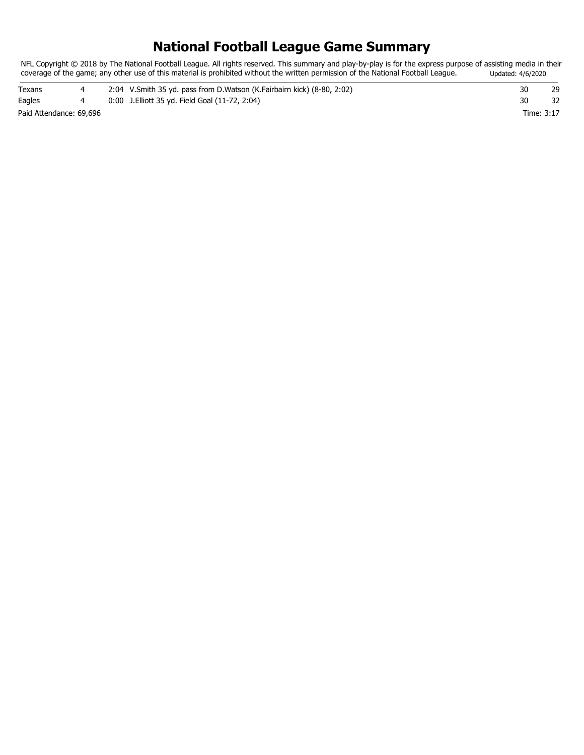# National Football League Game Summary

NFL Copyright © 2018 by The National Football League. All rights reserved. This summary and play-by-play is for the express purpose of assisting media in their coverage of the game; any other use of this material is prohibited without the written permission of the National Football League. Updated: 4/6/2020

| | | | | | |
|---|---|---|---|---|---|
| Texans | 4 | 2:04 | V.Smith 35 yd. pass from D.Watson (K.Fairbairn kick) (8-80, 2:02) | 30 | 29 |
| Eagles | 4 | 0:00 | J.Elliott 35 yd. Field Goal (11-72, 2:04) | 30 | 32 |

Paid Attendance: 69,696

Time: 3:17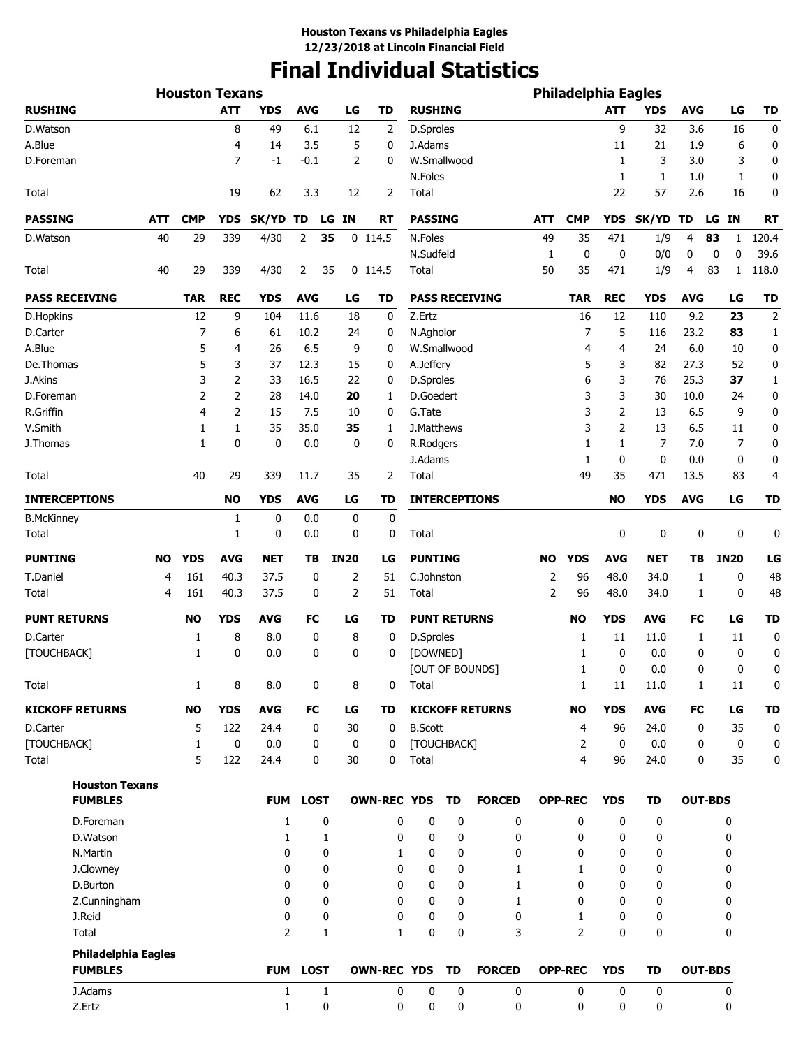# Houston Texans vs Philadelphia Eagles
## 12/23/2018 at Lincoln Financial Field

# Final Individual Statistics

## Houston Texans

| RUSHING | ATT | YDS | AVG | LG | TD |
|---|---|---|---|---|---|
| D.Watson | 8 | 49 | 6.1 | 12 | 2 |
| A.Blue | 4 | 14 | 3.5 | 5 | 0 |
| D.Foreman | 7 | -1 | -0.1 | 2 | 0 |
| Total | 19 | 62 | 3.3 | 12 | 2 |

| PASSING | ATT | CMP | YDS | SK/YD | TD | LG | IN | RT |
|---|---|---|---|---|---|---|---|---|
| D.Watson | 40 | 29 | 339 | 4/30 | 2 | **35** | 0 | 114.5 |
| Total | 40 | 29 | 339 | 4/30 | 2 | 35 | 0 | 114.5 |

| PASS RECEIVING | TAR | REC | YDS | AVG | LG | TD |
|---|---|---|---|---|---|---|
| D.Hopkins | 12 | 9 | 104 | 11.6 | 18 | 0 |
| D.Carter | 7 | 6 | 61 | 10.2 | 24 | 0 |
| A.Blue | 5 | 4 | 26 | 6.5 | 9 | 0 |
| De.Thomas | 5 | 3 | 37 | 12.3 | 15 | 0 |
| J.Akins | 3 | 2 | 33 | 16.5 | 22 | 0 |
| D.Foreman | 2 | 2 | 28 | 14.0 | **20** | 1 |
| R.Griffin | 4 | 2 | 15 | 7.5 | 10 | 0 |
| V.Smith | 1 | 1 | 35 | 35.0 | **35** | 1 |
| J.Thomas | 1 | 0 | 0 | 0.0 | 0 | 0 |
| Total | 40 | 29 | 339 | 11.7 | 35 | 2 |

| INTERCEPTIONS | NO | YDS | AVG | LG | TD |
|---|---|---|---|---|---|
| B.McKinney | 1 | 0 | 0.0 | 0 | 0 |
| Total | 1 | 0 | 0.0 | 0 | 0 |

| PUNTING | NO | YDS | AVG | NET | TB | IN20 | LG |
|---|---|---|---|---|---|---|---|
| T.Daniel | 4 | 161 | 40.3 | 37.5 | 0 | 2 | 51 |
| Total | 4 | 161 | 40.3 | 37.5 | 0 | 2 | 51 |

| PUNT RETURNS | NO | YDS | AVG | FC | LG | TD |
|---|---|---|---|---|---|---|
| D.Carter | 1 | 8 | 8.0 | 0 | 8 | 0 |
| [TOUCHBACK] | 1 | 0 | 0.0 | 0 | 0 | 0 |
| Total | 1 | 8 | 8.0 | 0 | 8 | 0 |

| KICKOFF RETURNS | NO | YDS | AVG | FC | LG | TD |
|---|---|---|---|---|---|---|
| D.Carter | 5 | 122 | 24.4 | 0 | 30 | 0 |
| [TOUCHBACK] | 1 | 0 | 0.0 | 0 | 0 | 0 |
| Total | 5 | 122 | 24.4 | 0 | 30 | 0 |

## Philadelphia Eagles

| RUSHING | ATT | YDS | AVG | LG | TD |
|---|---|---|---|---|---|
| D.Sproles | 9 | 32 | 3.6 | 16 | 0 |
| J.Adams | 11 | 21 | 1.9 | 6 | 0 |
| W.Smallwood | 1 | 3 | 3.0 | 3 | 0 |
| N.Foles | 1 | 1 | 1.0 | 1 | 0 |
| Total | 22 | 57 | 2.6 | 16 | 0 |

| PASSING | ATT | CMP | YDS | SK/YD | TD | LG | IN | RT |
|---|---|---|---|---|---|---|---|---|
| N.Foles | 49 | 35 | 471 | 1/9 | 4 | **83** | 1 | 120.4 |
| N.Sudfeld | 1 | 0 | 0 | 0/0 | 0 | 0 | 0 | 39.6 |
| Total | 50 | 35 | 471 | 1/9 | 4 | 83 | 1 | 118.0 |

| PASS RECEIVING | TAR | REC | YDS | AVG | LG | TD |
|---|---|---|---|---|---|---|
| Z.Ertz | 16 | 12 | 110 | 9.2 | **23** | 2 |
| N.Agholor | 7 | 5 | 116 | 23.2 | **83** | 1 |
| W.Smallwood | 4 | 4 | 24 | 6.0 | 10 | 0 |
| A.Jeffery | 5 | 3 | 82 | 27.3 | 52 | 0 |
| D.Sproles | 6 | 3 | 76 | 25.3 | **37** | 1 |
| D.Goedert | 3 | 3 | 30 | 10.0 | 24 | 0 |
| G.Tate | 3 | 2 | 13 | 6.5 | 9 | 0 |
| J.Matthews | 3 | 2 | 13 | 6.5 | 11 | 0 |
| R.Rodgers | 1 | 1 | 7 | 7.0 | 7 | 0 |
| J.Adams | 1 | 0 | 0 | 0.0 | 0 | 0 |
| Total | 49 | 35 | 471 | 13.5 | 83 | 4 |

| INTERCEPTIONS | NO | YDS | AVG | LG | TD |
|---|---|---|---|---|---|
| Total | 0 | 0 | 0 | 0 | 0 |

| PUNTING | NO | YDS | AVG | NET | TB | IN20 | LG |
|---|---|---|---|---|---|---|---|
| C.Johnston | 2 | 96 | 48.0 | 34.0 | 1 | 0 | 48 |
| Total | 2 | 96 | 48.0 | 34.0 | 1 | 0 | 48 |

| PUNT RETURNS | NO | YDS | AVG | FC | LG | TD |
|---|---|---|---|---|---|---|
| D.Sproles | 1 | 11 | 11.0 | 1 | 11 | 0 |
| [DOWNED] | 1 | 0 | 0.0 | 0 | 0 | 0 |
| [OUT OF BOUNDS] | 1 | 0 | 0.0 | 0 | 0 | 0 |
| Total | 1 | 11 | 11.0 | 1 | 11 | 0 |

| KICKOFF RETURNS | NO | YDS | AVG | FC | LG | TD |
|---|---|---|---|---|---|---|
| B.Scott | 4 | 96 | 24.0 | 0 | 35 | 0 |
| [TOUCHBACK] | 2 | 0 | 0.0 | 0 | 0 | 0 |
| Total | 4 | 96 | 24.0 | 0 | 35 | 0 |

## Houston Texans

| FUMBLES | FUM | LOST | OWN-REC | YDS | TD | FORCED | OPP-REC | YDS | TD | OUT-BDS |
|---|---|---|---|---|---|---|---|---|---|---|
| D.Foreman | 1 | 0 | 0 | 0 | 0 | 0 | 0 | 0 | 0 | 0 |
| D.Watson | 1 | 1 | 0 | 0 | 0 | 0 | 0 | 0 | 0 | 0 |
| N.Martin | 0 | 0 | 1 | 0 | 0 | 0 | 0 | 0 | 0 | 0 |
| J.Clowney | 0 | 0 | 0 | 0 | 0 | 1 | 1 | 0 | 0 | 0 |
| D.Burton | 0 | 0 | 0 | 0 | 0 | 1 | 0 | 0 | 0 | 0 |
| Z.Cunningham | 0 | 0 | 0 | 0 | 0 | 1 | 0 | 0 | 0 | 0 |
| J.Reid | 0 | 0 | 0 | 0 | 0 | 0 | 1 | 0 | 0 | 0 |
| Total | 2 | 1 | 1 | 0 | 0 | 3 | 2 | 0 | 0 | 0 |

## Philadelphia Eagles

| FUMBLES | FUM | LOST | OWN-REC | YDS | TD | FORCED | OPP-REC | YDS | TD | OUT-BDS |
|---|---|---|---|---|---|---|---|---|---|---|
| J.Adams | 1 | 1 | 0 | 0 | 0 | 0 | 0 | 0 | 0 | 0 |
| Z.Ertz | 1 | 0 | 0 | 0 | 0 | 0 | 0 | 0 | 0 | 0 |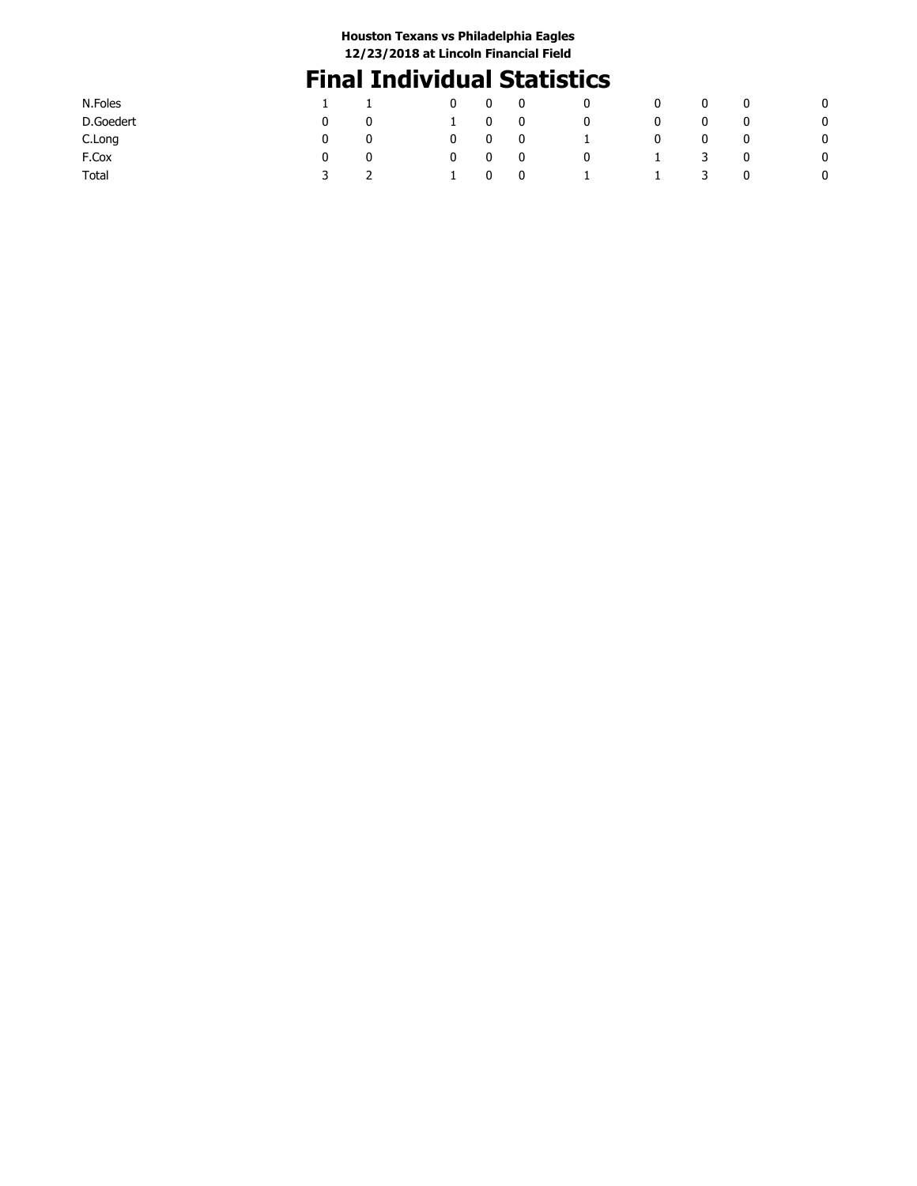**Houston Texans vs Philadelphia Eagles**
**12/23/2018 at Lincoln Financial Field**

# Final Individual Statistics

| | | | | | | | | | | |
|---|---|---|---|---|---|---|---|---|---|---|
| N.Foles | 1 | 1 | 0 | 0 | 0 | 0 | 0 | 0 | 0 | 0 |
| D.Goedert | 0 | 0 | 1 | 0 | 0 | 0 | 0 | 0 | 0 | 0 |
| C.Long | 0 | 0 | 0 | 0 | 0 | 1 | 0 | 0 | 0 | 0 |
| F.Cox | 0 | 0 | 0 | 0 | 0 | 0 | 1 | 3 | 0 | 0 |
| Total | 3 | 2 | 1 | 0 | 0 | 1 | 1 | 3 | 0 | 0 |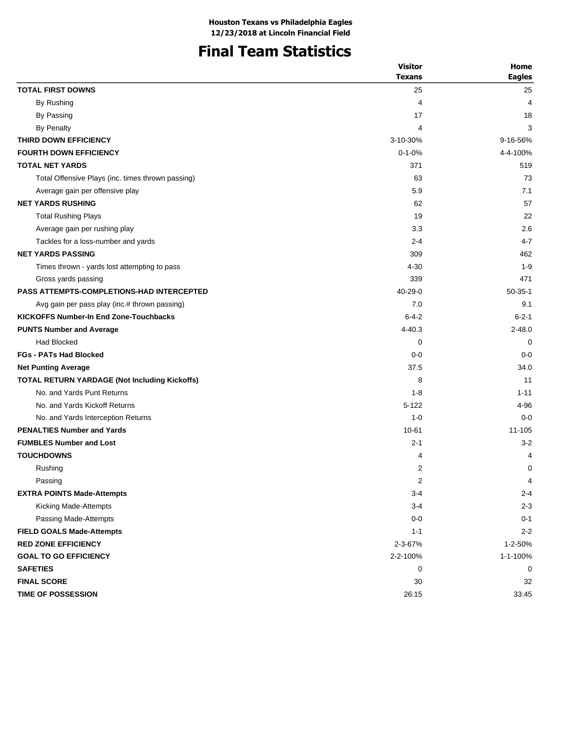**Houston Texans vs Philadelphia Eagles**
**12/23/2018 at Lincoln Financial Field**

# Final Team Statistics

| | Visitor Texans | Home Eagles |
|---|---|---|
| **TOTAL FIRST DOWNS** | 25 | 25 |
| By Rushing | 4 | 4 |
| By Passing | 17 | 18 |
| By Penalty | 4 | 3 |
| **THIRD DOWN EFFICIENCY** | 3-10-30% | 9-16-56% |
| **FOURTH DOWN EFFICIENCY** | 0-1-0% | 4-4-100% |
| **TOTAL NET YARDS** | 371 | 519 |
| Total Offensive Plays (inc. times thrown passing) | 63 | 73 |
| Average gain per offensive play | 5.9 | 7.1 |
| **NET YARDS RUSHING** | 62 | 57 |
| Total Rushing Plays | 19 | 22 |
| Average gain per rushing play | 3.3 | 2.6 |
| Tackles for a loss-number and yards | 2-4 | 4-7 |
| **NET YARDS PASSING** | 309 | 462 |
| Times thrown - yards lost attempting to pass | 4-30 | 1-9 |
| Gross yards passing | 339 | 471 |
| **PASS ATTEMPTS-COMPLETIONS-HAD INTERCEPTED** | 40-29-0 | 50-35-1 |
| Avg gain per pass play (inc.# thrown passing) | 7.0 | 9.1 |
| **KICKOFFS Number-In End Zone-Touchbacks** | 6-4-2 | 6-2-1 |
| **PUNTS Number and Average** | 4-40.3 | 2-48.0 |
| Had Blocked | 0 | 0 |
| **FGs - PATs Had Blocked** | 0-0 | 0-0 |
| **Net Punting Average** | 37.5 | 34.0 |
| **TOTAL RETURN YARDAGE (Not Including Kickoffs)** | 8 | 11 |
| No. and Yards Punt Returns | 1-8 | 1-11 |
| No. and Yards Kickoff Returns | 5-122 | 4-96 |
| No. and Yards Interception Returns | 1-0 | 0-0 |
| **PENALTIES Number and Yards** | 10-61 | 11-105 |
| **FUMBLES Number and Lost** | 2-1 | 3-2 |
| **TOUCHDOWNS** | 4 | 4 |
| Rushing | 2 | 0 |
| Passing | 2 | 4 |
| **EXTRA POINTS Made-Attempts** | 3-4 | 2-4 |
| Kicking Made-Attempts | 3-4 | 2-3 |
| Passing Made-Attempts | 0-0 | 0-1 |
| **FIELD GOALS Made-Attempts** | 1-1 | 2-2 |
| **RED ZONE EFFICIENCY** | 2-3-67% | 1-2-50% |
| **GOAL TO GO EFFICIENCY** | 2-2-100% | 1-1-100% |
| **SAFETIES** | 0 | 0 |
| **FINAL SCORE** | 30 | 32 |
| **TIME OF POSSESSION** | 26:15 | 33:45 |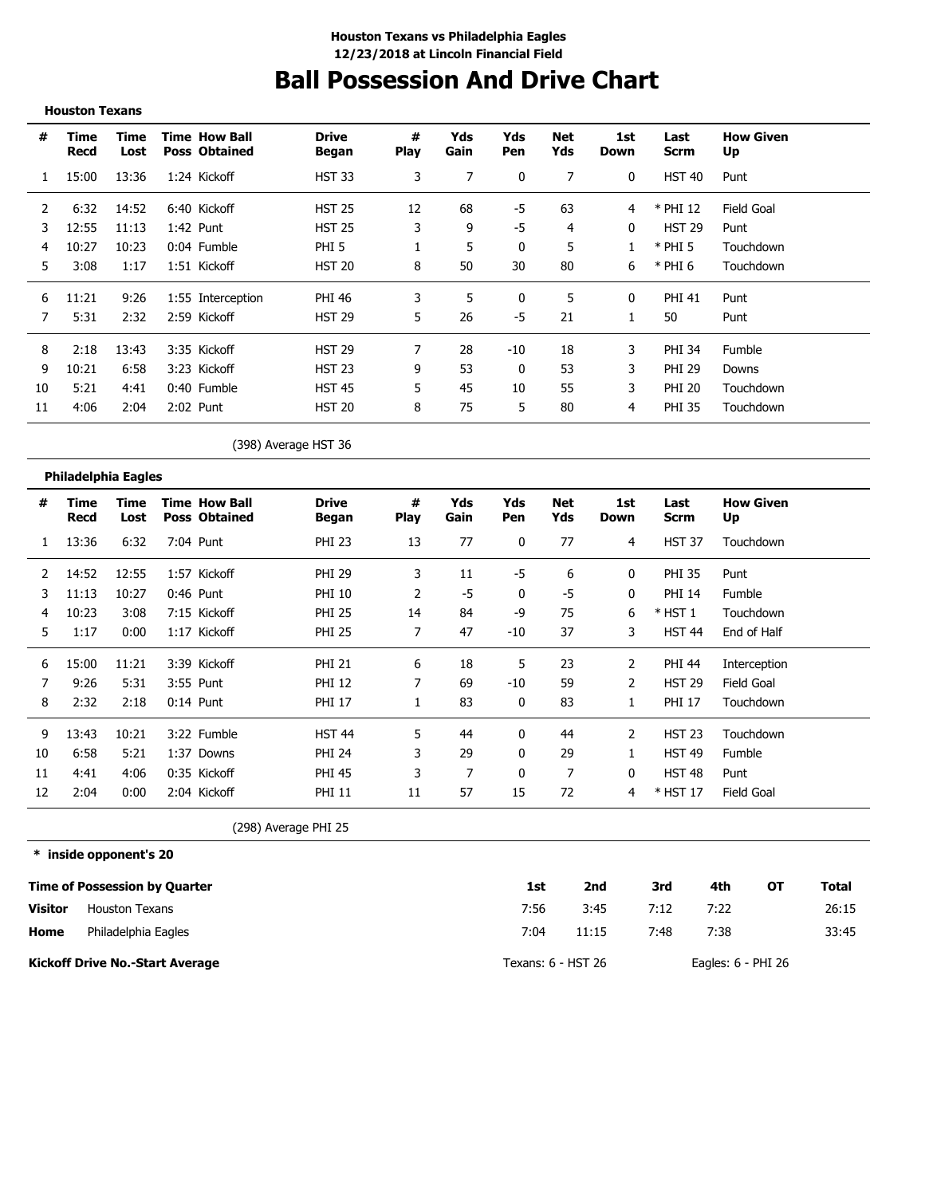**Houston Texans vs Philadelphia Eagles**
**12/23/2018 at Lincoln Financial Field**

# Ball Possession And Drive Chart

**Houston Texans**

| # | Time Recd | Time Lost | Time Poss | How Ball Obtained | Drive Began | # Play | Yds Gain | Yds Pen | Net Yds | 1st Down | Last Scrm | How Given Up |
|---|---|---|---|---|---|---|---|---|---|---|---|---|
| 1 | 15:00 | 13:36 | 1:24 | Kickoff | HST 33 | 3 | 7 | 0 | 7 | 0 | HST 40 | Punt |
| 2 | 6:32 | 14:52 | 6:40 | Kickoff | HST 25 | 12 | 68 | -5 | 63 | 4 | * PHI 12 | Field Goal |
| 3 | 12:55 | 11:13 | 1:42 | Punt | HST 25 | 3 | 9 | -5 | 4 | 0 | HST 29 | Punt |
| 4 | 10:27 | 10:23 | 0:04 | Fumble | PHI 5 | 1 | 5 | 0 | 5 | 1 | * PHI 5 | Touchdown |
| 5 | 3:08 | 1:17 | 1:51 | Kickoff | HST 20 | 8 | 50 | 30 | 80 | 6 | * PHI 6 | Touchdown |
| 6 | 11:21 | 9:26 | 1:55 | Interception | PHI 46 | 3 | 5 | 0 | 5 | 0 | PHI 41 | Punt |
| 7 | 5:31 | 2:32 | 2:59 | Kickoff | HST 29 | 5 | 26 | -5 | 21 | 1 | 50 | Punt |
| 8 | 2:18 | 13:43 | 3:35 | Kickoff | HST 29 | 7 | 28 | -10 | 18 | 3 | PHI 34 | Fumble |
| 9 | 10:21 | 6:58 | 3:23 | Kickoff | HST 23 | 9 | 53 | 0 | 53 | 3 | PHI 29 | Downs |
| 10 | 5:21 | 4:41 | 0:40 | Fumble | HST 45 | 5 | 45 | 10 | 55 | 3 | PHI 20 | Touchdown |
| 11 | 4:06 | 2:04 | 2:02 | Punt | HST 20 | 8 | 75 | 5 | 80 | 4 | PHI 35 | Touchdown |

(398) Average HST 36

**Philadelphia Eagles**

| # | Time Recd | Time Lost | Time Poss | How Ball Obtained | Drive Began | # Play | Yds Gain | Yds Pen | Net Yds | 1st Down | Last Scrm | How Given Up |
|---|---|---|---|---|---|---|---|---|---|---|---|---|
| 1 | 13:36 | 6:32 | 7:04 | Punt | PHI 23 | 13 | 77 | 0 | 77 | 4 | HST 37 | Touchdown |
| 2 | 14:52 | 12:55 | 1:57 | Kickoff | PHI 29 | 3 | 11 | -5 | 6 | 0 | PHI 35 | Punt |
| 3 | 11:13 | 10:27 | 0:46 | Punt | PHI 10 | 2 | -5 | 0 | -5 | 0 | PHI 14 | Fumble |
| 4 | 10:23 | 3:08 | 7:15 | Kickoff | PHI 25 | 14 | 84 | -9 | 75 | 6 | * HST 1 | Touchdown |
| 5 | 1:17 | 0:00 | 1:17 | Kickoff | PHI 25 | 7 | 47 | -10 | 37 | 3 | HST 44 | End of Half |
| 6 | 15:00 | 11:21 | 3:39 | Kickoff | PHI 21 | 6 | 18 | 5 | 23 | 2 | PHI 44 | Interception |
| 7 | 9:26 | 5:31 | 3:55 | Punt | PHI 12 | 7 | 69 | -10 | 59 | 2 | HST 29 | Field Goal |
| 8 | 2:32 | 2:18 | 0:14 | Punt | PHI 17 | 1 | 83 | 0 | 83 | 1 | PHI 17 | Touchdown |
| 9 | 13:43 | 10:21 | 3:22 | Fumble | HST 44 | 5 | 44 | 0 | 44 | 2 | HST 23 | Touchdown |
| 10 | 6:58 | 5:21 | 1:37 | Downs | PHI 24 | 3 | 29 | 0 | 29 | 1 | HST 49 | Fumble |
| 11 | 4:41 | 4:06 | 0:35 | Kickoff | PHI 45 | 3 | 7 | 0 | 7 | 0 | HST 48 | Punt |
| 12 | 2:04 | 0:00 | 2:04 | Kickoff | PHI 11 | 11 | 57 | 15 | 72 | 4 | * HST 17 | Field Goal |

(298) Average PHI 25

**\* inside opponent's 20**

| Time of Possession by Quarter | | 1st | 2nd | 3rd | 4th | OT | Total |
|---|---|---|---|---|---|---|---|
| **Visitor** | Houston Texans | 7:56 | 3:45 | 7:12 | 7:22 | | 26:15 |
| **Home** | Philadelphia Eagles | 7:04 | 11:15 | 7:48 | 7:38 | | 33:45 |

**Kickoff Drive No.-Start Average** Texans: 6 - HST 26 Eagles: 6 - PHI 26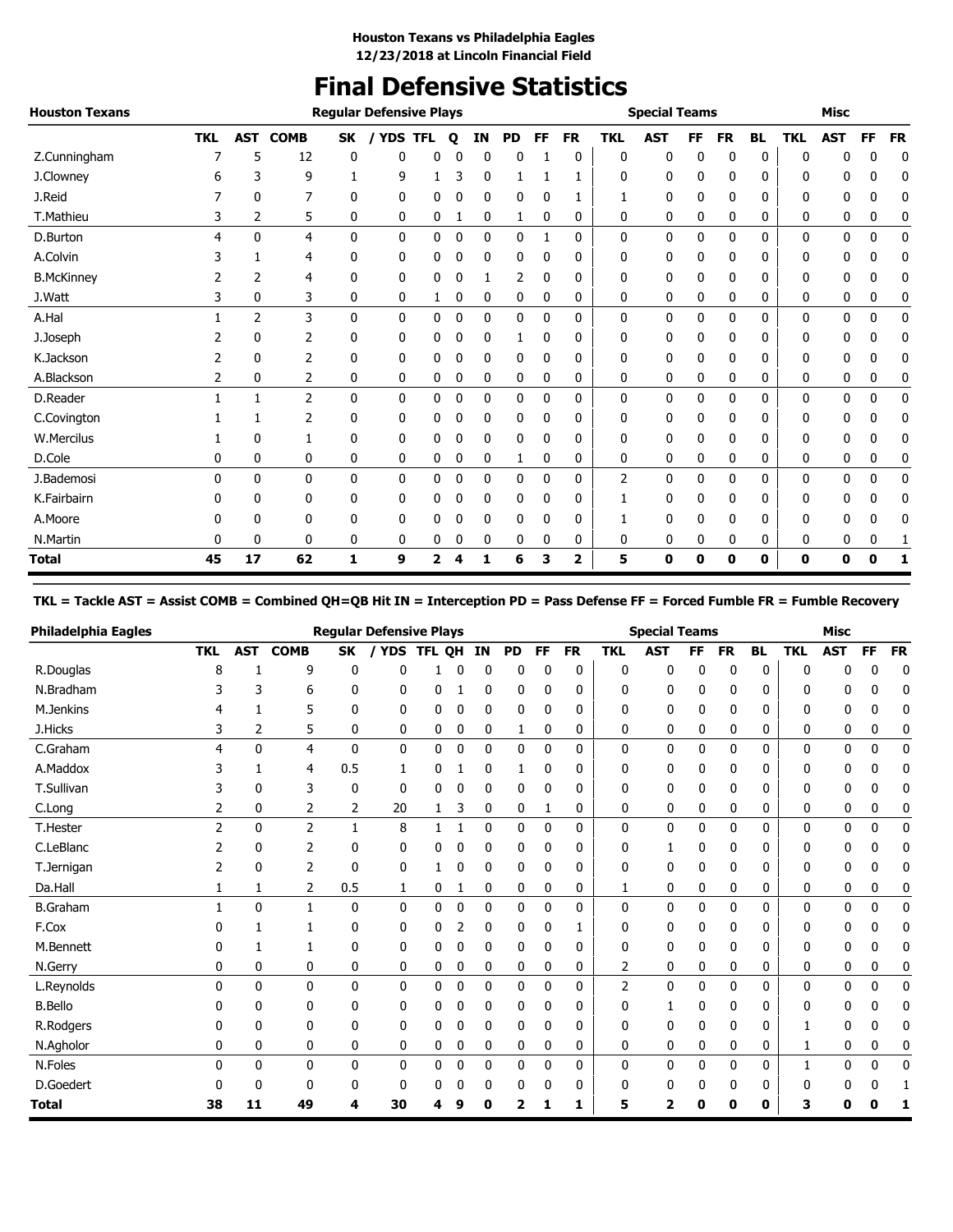**Houston Texans vs Philadelphia Eagles**
**12/23/2018 at Lincoln Financial Field**

# Final Defensive Statistics

| Houston Texans | Regular Defensive Plays | | | | | | | | | | | Special Teams | | | | | Misc | | | |
|---|---|---|---|---|---|---|---|---|---|---|---|---|---|---|---|---|---|---|---|---|
| | TKL | AST | COMB | SK | / YDS | TFL | Q | IN | PD | FF | FR | TKL | AST | FF | FR | BL | TKL | AST | FF | FR |
| Z.Cunningham | 7 | 5 | 12 | 0 | 0 | 0 | 0 | 0 | 0 | 1 | 0 | 0 | 0 | 0 | 0 | 0 | 0 | 0 | 0 | 0 |
| J.Clowney | 6 | 3 | 9 | 1 | 9 | 1 | 3 | 0 | 1 | 1 | 1 | 0 | 0 | 0 | 0 | 0 | 0 | 0 | 0 | 0 |
| J.Reid | 7 | 0 | 7 | 0 | 0 | 0 | 0 | 0 | 0 | 0 | 1 | 1 | 0 | 0 | 0 | 0 | 0 | 0 | 0 | 0 |
| T.Mathieu | 3 | 2 | 5 | 0 | 0 | 0 | 1 | 0 | 1 | 0 | 0 | 0 | 0 | 0 | 0 | 0 | 0 | 0 | 0 | 0 |
| D.Burton | 4 | 0 | 4 | 0 | 0 | 0 | 0 | 0 | 0 | 1 | 0 | 0 | 0 | 0 | 0 | 0 | 0 | 0 | 0 | 0 |
| A.Colvin | 3 | 1 | 4 | 0 | 0 | 0 | 0 | 0 | 0 | 0 | 0 | 0 | 0 | 0 | 0 | 0 | 0 | 0 | 0 | 0 |
| B.McKinney | 2 | 2 | 4 | 0 | 0 | 0 | 0 | 1 | 2 | 0 | 0 | 0 | 0 | 0 | 0 | 0 | 0 | 0 | 0 | 0 |
| J.Watt | 3 | 0 | 3 | 0 | 0 | 1 | 0 | 0 | 0 | 0 | 0 | 0 | 0 | 0 | 0 | 0 | 0 | 0 | 0 | 0 |
| A.Hal | 1 | 2 | 3 | 0 | 0 | 0 | 0 | 0 | 0 | 0 | 0 | 0 | 0 | 0 | 0 | 0 | 0 | 0 | 0 | 0 |
| J.Joseph | 2 | 0 | 2 | 0 | 0 | 0 | 0 | 0 | 1 | 0 | 0 | 0 | 0 | 0 | 0 | 0 | 0 | 0 | 0 | 0 |
| K.Jackson | 2 | 0 | 2 | 0 | 0 | 0 | 0 | 0 | 0 | 0 | 0 | 0 | 0 | 0 | 0 | 0 | 0 | 0 | 0 | 0 |
| A.Blackson | 2 | 0 | 2 | 0 | 0 | 0 | 0 | 0 | 0 | 0 | 0 | 0 | 0 | 0 | 0 | 0 | 0 | 0 | 0 | 0 |
| D.Reader | 1 | 1 | 2 | 0 | 0 | 0 | 0 | 0 | 0 | 0 | 0 | 0 | 0 | 0 | 0 | 0 | 0 | 0 | 0 | 0 |
| C.Covington | 1 | 1 | 2 | 0 | 0 | 0 | 0 | 0 | 0 | 0 | 0 | 0 | 0 | 0 | 0 | 0 | 0 | 0 | 0 | 0 |
| W.Mercilus | 1 | 0 | 1 | 0 | 0 | 0 | 0 | 0 | 0 | 0 | 0 | 0 | 0 | 0 | 0 | 0 | 0 | 0 | 0 | 0 |
| D.Cole | 0 | 0 | 0 | 0 | 0 | 0 | 0 | 0 | 1 | 0 | 0 | 0 | 0 | 0 | 0 | 0 | 0 | 0 | 0 | 0 |
| J.Bademosi | 0 | 0 | 0 | 0 | 0 | 0 | 0 | 0 | 0 | 0 | 0 | 2 | 0 | 0 | 0 | 0 | 0 | 0 | 0 | 0 |
| K.Fairbairn | 0 | 0 | 0 | 0 | 0 | 0 | 0 | 0 | 0 | 0 | 0 | 1 | 0 | 0 | 0 | 0 | 0 | 0 | 0 | 0 |
| A.Moore | 0 | 0 | 0 | 0 | 0 | 0 | 0 | 0 | 0 | 0 | 0 | 1 | 0 | 0 | 0 | 0 | 0 | 0 | 0 | 0 |
| N.Martin | 0 | 0 | 0 | 0 | 0 | 0 | 0 | 0 | 0 | 0 | 0 | 0 | 0 | 0 | 0 | 0 | 0 | 0 | 0 | 1 |
| **Total** | **45** | **17** | **62** | **1** | **9** | **2** | **4** | **1** | **6** | **3** | **2** | **5** | **0** | **0** | **0** | **0** | **0** | **0** | **0** | **1** |

**TKL = Tackle AST = Assist COMB = Combined QH=QB Hit IN = Interception PD = Pass Defense FF = Forced Fumble FR = Fumble Recovery**

| Philadelphia Eagles | Regular Defensive Plays | | | | | | | | | | | Special Teams | | | | | Misc | | | |
|---|---|---|---|---|---|---|---|---|---|---|---|---|---|---|---|---|---|---|---|---|
| | TKL | AST | COMB | SK | / YDS | TFL | QH | IN | PD | FF | FR | TKL | AST | FF | FR | BL | TKL | AST | FF | FR |
| R.Douglas | 8 | 1 | 9 | 0 | 0 | 1 | 0 | 0 | 0 | 0 | 0 | 0 | 0 | 0 | 0 | 0 | 0 | 0 | 0 | 0 |
| N.Bradham | 3 | 3 | 6 | 0 | 0 | 0 | 1 | 0 | 0 | 0 | 0 | 0 | 0 | 0 | 0 | 0 | 0 | 0 | 0 | 0 |
| M.Jenkins | 4 | 1 | 5 | 0 | 0 | 0 | 0 | 0 | 0 | 0 | 0 | 0 | 0 | 0 | 0 | 0 | 0 | 0 | 0 | 0 |
| J.Hicks | 3 | 2 | 5 | 0 | 0 | 0 | 0 | 0 | 1 | 0 | 0 | 0 | 0 | 0 | 0 | 0 | 0 | 0 | 0 | 0 |
| C.Graham | 4 | 0 | 4 | 0 | 0 | 0 | 0 | 0 | 0 | 0 | 0 | 0 | 0 | 0 | 0 | 0 | 0 | 0 | 0 | 0 |
| A.Maddox | 3 | 1 | 4 | 0.5 | 1 | 0 | 1 | 0 | 1 | 0 | 0 | 0 | 0 | 0 | 0 | 0 | 0 | 0 | 0 | 0 |
| T.Sullivan | 3 | 0 | 3 | 0 | 0 | 0 | 0 | 0 | 0 | 0 | 0 | 0 | 0 | 0 | 0 | 0 | 0 | 0 | 0 | 0 |
| C.Long | 2 | 0 | 2 | 2 | 20 | 1 | 3 | 0 | 0 | 1 | 0 | 0 | 0 | 0 | 0 | 0 | 0 | 0 | 0 | 0 |
| T.Hester | 2 | 0 | 2 | 1 | 8 | 1 | 1 | 0 | 0 | 0 | 0 | 0 | 0 | 0 | 0 | 0 | 0 | 0 | 0 | 0 |
| C.LeBlanc | 2 | 0 | 2 | 0 | 0 | 0 | 0 | 0 | 0 | 0 | 0 | 0 | 1 | 0 | 0 | 0 | 0 | 0 | 0 | 0 |
| T.Jernigan | 2 | 0 | 2 | 0 | 0 | 1 | 0 | 0 | 0 | 0 | 0 | 0 | 0 | 0 | 0 | 0 | 0 | 0 | 0 | 0 |
| Da.Hall | 1 | 1 | 2 | 0.5 | 1 | 0 | 1 | 0 | 0 | 0 | 0 | 1 | 0 | 0 | 0 | 0 | 0 | 0 | 0 | 0 |
| B.Graham | 1 | 0 | 1 | 0 | 0 | 0 | 0 | 0 | 0 | 0 | 0 | 0 | 0 | 0 | 0 | 0 | 0 | 0 | 0 | 0 |
| F.Cox | 0 | 1 | 1 | 0 | 0 | 0 | 2 | 0 | 0 | 0 | 1 | 0 | 0 | 0 | 0 | 0 | 0 | 0 | 0 | 0 |
| M.Bennett | 0 | 1 | 1 | 0 | 0 | 0 | 0 | 0 | 0 | 0 | 0 | 0 | 0 | 0 | 0 | 0 | 0 | 0 | 0 | 0 |
| N.Gerry | 0 | 0 | 0 | 0 | 0 | 0 | 0 | 0 | 0 | 0 | 0 | 2 | 0 | 0 | 0 | 0 | 0 | 0 | 0 | 0 |
| L.Reynolds | 0 | 0 | 0 | 0 | 0 | 0 | 0 | 0 | 0 | 0 | 0 | 2 | 0 | 0 | 0 | 0 | 0 | 0 | 0 | 0 |
| B.Bello | 0 | 0 | 0 | 0 | 0 | 0 | 0 | 0 | 0 | 0 | 0 | 0 | 1 | 0 | 0 | 0 | 0 | 0 | 0 | 0 |
| R.Rodgers | 0 | 0 | 0 | 0 | 0 | 0 | 0 | 0 | 0 | 0 | 0 | 0 | 0 | 0 | 0 | 0 | 1 | 0 | 0 | 0 |
| N.Agholor | 0 | 0 | 0 | 0 | 0 | 0 | 0 | 0 | 0 | 0 | 0 | 0 | 0 | 0 | 0 | 0 | 1 | 0 | 0 | 0 |
| N.Foles | 0 | 0 | 0 | 0 | 0 | 0 | 0 | 0 | 0 | 0 | 0 | 0 | 0 | 0 | 0 | 0 | 1 | 0 | 0 | 0 |
| D.Goedert | 0 | 0 | 0 | 0 | 0 | 0 | 0 | 0 | 0 | 0 | 0 | 0 | 0 | 0 | 0 | 0 | 0 | 0 | 0 | 1 |
| **Total** | **38** | **11** | **49** | **4** | **30** | **4** | **9** | **0** | **2** | **1** | **1** | **5** | **2** | **0** | **0** | **0** | **3** | **0** | **0** | **1** |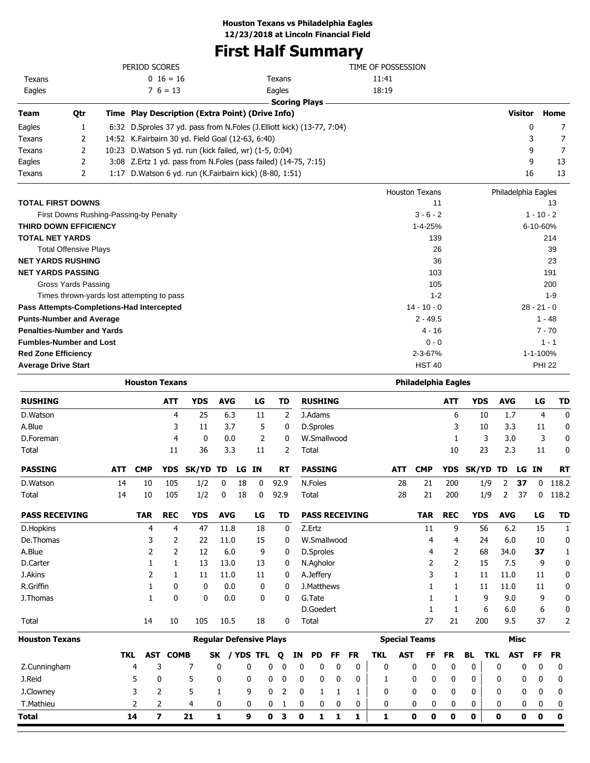**Houston Texans vs Philadelphia Eagles**
**12/23/2018 at Lincoln Financial Field**

# First Half Summary

| PERIOD SCORES | | TIME OF POSSESSION | |
|---|---|---|---|
| Texans | 0 16 = 16 | Texans | 11:41 |
| Eagles | 7 6 = 13 | Eagles | 18:19 |

## Scoring Plays

| Team | Qtr | Time | Play Description (Extra Point) (Drive Info) | Visitor | Home |
|---|---|---|---|---|---|
| Eagles | 1 | 6:32 | D.Sproles 37 yd. pass from N.Foles (J.Elliott kick) (13-77, 7:04) | 0 | 7 |
| Texans | 2 | 14:52 | K.Fairbairn 30 yd. Field Goal (12-63, 6:40) | 3 | 7 |
| Texans | 2 | 10:23 | D.Watson 5 yd. run (kick failed, wr) (1-5, 0:04) | 9 | 7 |
| Eagles | 2 | 3:08 | Z.Ertz 1 yd. pass from N.Foles (pass failed) (14-75, 7:15) | 9 | 13 |
| Texans | 2 | 1:17 | D.Watson 6 yd. run (K.Fairbairn kick) (8-80, 1:51) | 16 | 13 |

| | Houston Texans | Philadelphia Eagles |
|---|---|---|
| **TOTAL FIRST DOWNS** | 11 | 13 |
| First Downs Rushing-Passing-by Penalty | 3 - 6 - 2 | 1 - 10 - 2 |
| **THIRD DOWN EFFICIENCY** | 1-4-25% | 6-10-60% |
| **TOTAL NET YARDS** | 139 | 214 |
| Total Offensive Plays | 26 | 39 |
| **NET YARDS RUSHING** | 36 | 23 |
| **NET YARDS PASSING** | 103 | 191 |
| Gross Yards Passing | 105 | 200 |
| Times thrown-yards lost attempting to pass | 1-2 | 1-9 |
| **Pass Attempts-Completions-Had Intercepted** | 14 - 10 - 0 | 28 - 21 - 0 |
| **Punts-Number and Average** | 2 - 49.5 | 1 - 48 |
| **Penalties-Number and Yards** | 4 - 16 | 7 - 70 |
| **Fumbles-Number and Lost** | 0 - 0 | 1 - 1 |
| **Red Zone Efficiency** | 2-3-67% | 1-1-100% |
| **Average Drive Start** | HST 40 | PHI 22 |

## Houston Texans

| RUSHING | ATT | YDS | AVG | LG | TD |
|---|---|---|---|---|---|
| D.Watson | 4 | 25 | 6.3 | 11 | 2 |
| A.Blue | 3 | 11 | 3.7 | 5 | 0 |
| D.Foreman | 4 | 0 | 0.0 | 2 | 0 |
| Total | 11 | 36 | 3.3 | 11 | 2 |

| PASSING | ATT | CMP | YDS | SK/YD | TD | LG | IN | RT |
|---|---|---|---|---|---|---|---|---|
| D.Watson | 14 | 10 | 105 | 1/2 | 0 | 18 | 0 | 92.9 |
| Total | 14 | 10 | 105 | 1/2 | 0 | 18 | 0 | 92.9 |

| PASS RECEIVING | TAR | REC | YDS | AVG | LG | TD |
|---|---|---|---|---|---|---|
| D.Hopkins | 4 | 4 | 47 | 11.8 | 18 | 0 |
| De.Thomas | 3 | 2 | 22 | 11.0 | 15 | 0 |
| A.Blue | 2 | 2 | 12 | 6.0 | 9 | 0 |
| D.Carter | 1 | 1 | 13 | 13.0 | 13 | 0 |
| J.Akins | 2 | 1 | 11 | 11.0 | 11 | 0 |
| R.Griffin | 1 | 0 | 0 | 0.0 | 0 | 0 |
| J.Thomas | 1 | 0 | 0 | 0.0 | 0 | 0 |
| Total | 14 | 10 | 105 | 10.5 | 18 | 0 |

## Philadelphia Eagles

| RUSHING | ATT | YDS | AVG | LG | TD |
|---|---|---|---|---|---|
| J.Adams | 6 | 10 | 1.7 | 4 | 0 |
| D.Sproles | 3 | 10 | 3.3 | 11 | 0 |
| W.Smallwood | 1 | 3 | 3.0 | 3 | 0 |
| Total | 10 | 23 | 2.3 | 11 | 0 |

| PASSING | ATT | CMP | YDS | SK/YD | TD | LG | IN | RT |
|---|---|---|---|---|---|---|---|---|
| N.Foles | 28 | 21 | 200 | 1/9 | 2 | **37** | 0 | 118.2 |
| Total | 28 | 21 | 200 | 1/9 | 2 | 37 | 0 | 118.2 |

| PASS RECEIVING | TAR | REC | YDS | AVG | LG | TD |
|---|---|---|---|---|---|---|
| Z.Ertz | 11 | 9 | 56 | 6.2 | 15 | 1 |
| W.Smallwood | 4 | 4 | 24 | 6.0 | 10 | 0 |
| D.Sproles | 4 | 2 | 68 | 34.0 | **37** | 1 |
| N.Agholor | 2 | 2 | 15 | 7.5 | 9 | 0 |
| A.Jeffery | 3 | 1 | 11 | 11.0 | 11 | 0 |
| J.Matthews | 1 | 1 | 11 | 11.0 | 11 | 0 |
| G.Tate | 1 | 1 | 9 | 9.0 | 9 | 0 |
| D.Goedert | 1 | 1 | 6 | 6.0 | 6 | 0 |
| Total | 27 | 21 | 200 | 9.5 | 37 | 2 |

## Houston Texans Defense

| | Regular Defensive Plays | | | | | | | | | | | Special Teams | | | | | Misc | | | |
|---|---|---|---|---|---|---|---|---|---|---|---|---|---|---|---|---|---|---|---|---|
| | TKL | AST | COMB | SK | / YDS | TFL | Q | IN | PD | FF | FR | TKL | AST | FF | FR | BL | TKL | AST | FF | FR |
| Z.Cunningham | 4 | 3 | 7 | 0 | 0 | 0 | 0 | 0 | 0 | 0 | 0 | 0 | 0 | 0 | 0 | 0 | 0 | 0 | 0 | 0 |
| J.Reid | 5 | 0 | 5 | 0 | 0 | 0 | 0 | 0 | 0 | 0 | 0 | 1 | 0 | 0 | 0 | 0 | 0 | 0 | 0 | 0 |
| J.Clowney | 3 | 2 | 5 | 1 | 9 | 0 | 2 | 0 | 1 | 1 | 1 | 0 | 0 | 0 | 0 | 0 | 0 | 0 | 0 | 0 |
| T.Mathieu | 2 | 2 | 4 | 0 | 0 | 0 | 1 | 0 | 0 | 0 | 0 | 0 | 0 | 0 | 0 | 0 | 0 | 0 | 0 | 0 |
| **Total** | **14** | **7** | **21** | **1** | **9** | **0** | **3** | **0** | **1** | **1** | **1** | **1** | **0** | **0** | **0** | **0** | **0** | **0** | **0** | **0** |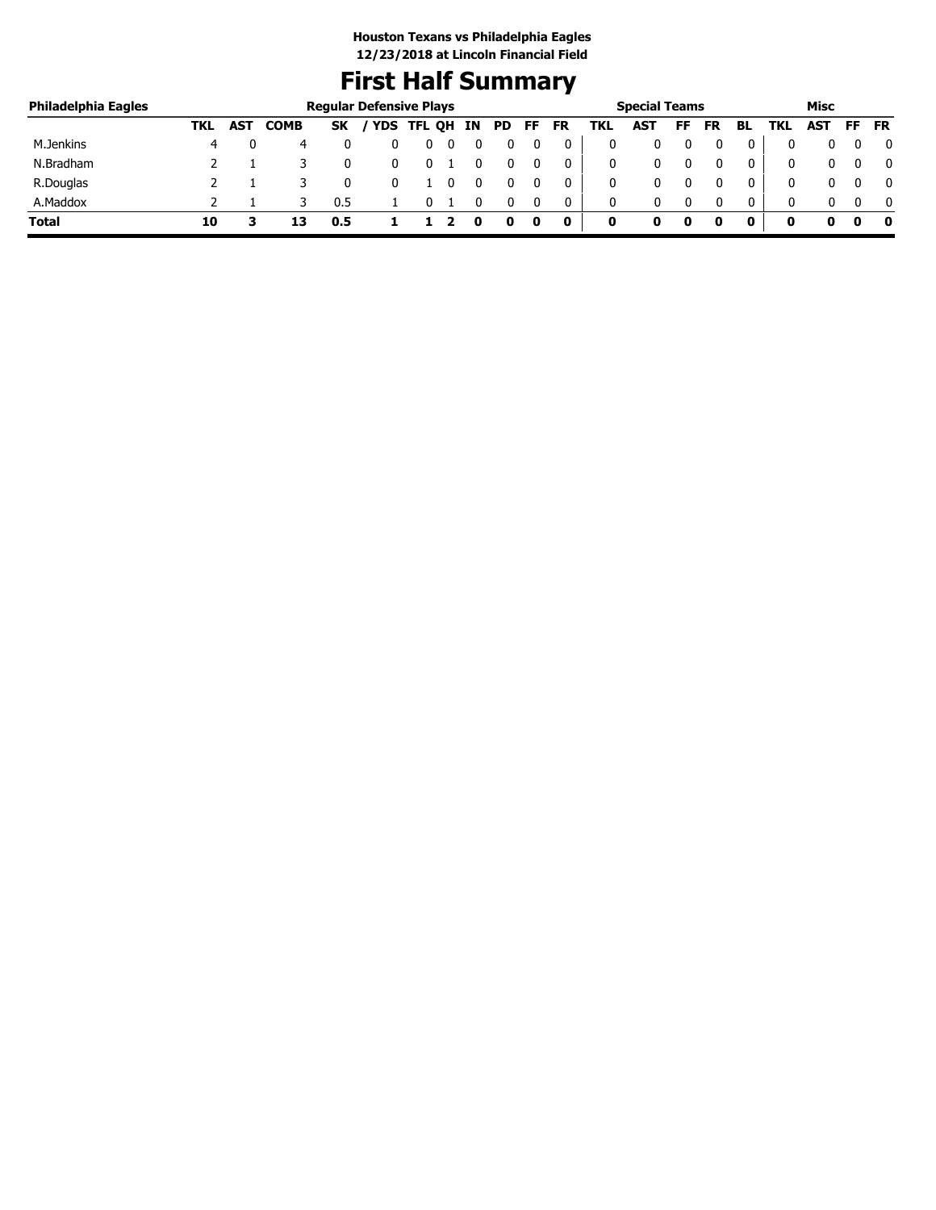**Houston Texans vs Philadelphia Eagles**
**12/23/2018 at Lincoln Financial Field**

# First Half Summary

| Philadelphia Eagles | Regular Defensive Plays | | | | | | | | | | | Special Teams | | | | | | Misc | | | |
|---|---|---|---|---|---|---|---|---|---|---|---|---|---|---|---|---|---|---|---|---|---|
| | TKL | AST | COMB | SK | / YDS | TFL | QH | IN | PD | FF | FR | TKL | AST | FF | FR | BL | TKL | AST | FF | FR |
| M.Jenkins | 4 | 0 | 4 | 0 | 0 | 0 | 0 | 0 | 0 | 0 | 0 | 0 | 0 | 0 | 0 | 0 | 0 | 0 | 0 | 0 |
| N.Bradham | 2 | 1 | 3 | 0 | 0 | 0 | 1 | 0 | 0 | 0 | 0 | 0 | 0 | 0 | 0 | 0 | 0 | 0 | 0 | 0 |
| R.Douglas | 2 | 1 | 3 | 0 | 0 | 1 | 0 | 0 | 0 | 0 | 0 | 0 | 0 | 0 | 0 | 0 | 0 | 0 | 0 | 0 |
| A.Maddox | 2 | 1 | 3 | 0.5 | 1 | 0 | 1 | 0 | 0 | 0 | 0 | 0 | 0 | 0 | 0 | 0 | 0 | 0 | 0 | 0 |
| **Total** | **10** | **3** | **13** | **0.5** | **1** | **1** | **2** | **0** | **0** | **0** | **0** | **0** | **0** | **0** | **0** | **0** | **0** | **0** | **0** | **0** |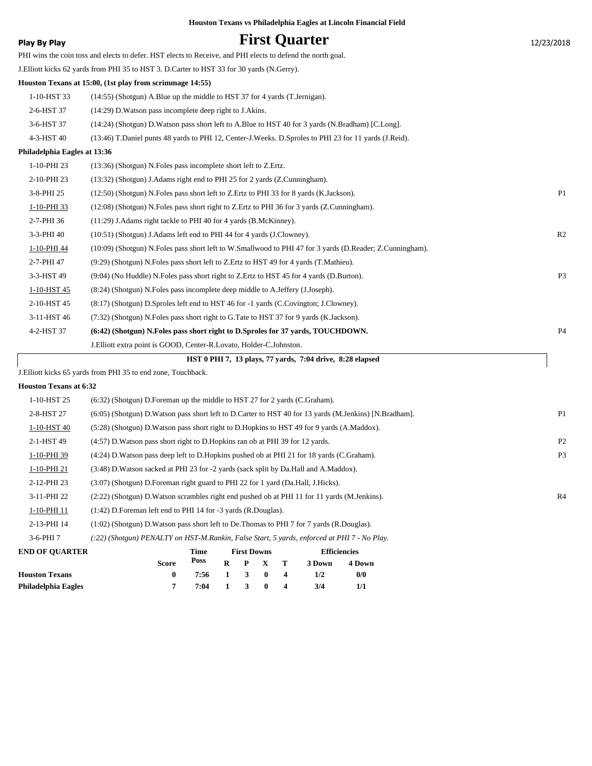Houston Texans vs Philadelphia Eagles at Lincoln Financial Field

**Play By Play**

# First Quarter

12/23/2018

PHI wins the coin toss and elects to defer. HST elects to Receive, and PHI elects to defend the north goal.

J.Elliott kicks 62 yards from PHI 35 to HST 3. D.Carter to HST 33 for 30 yards (N.Gerry).

**Houston Texans at 15:00, (1st play from scrimmage 14:55)**

| | | |
|---|---|---|
| 1-10-HST 33 | (14:55) (Shotgun) A.Blue up the middle to HST 37 for 4 yards (T.Jernigan). | |
| 2-6-HST 37 | (14:29) D.Watson pass incomplete deep right to J.Akins. | |
| 3-6-HST 37 | (14:24) (Shotgun) D.Watson pass short left to A.Blue to HST 40 for 3 yards (N.Bradham) [C.Long]. | |
| 4-3-HST 40 | (13:46) T.Daniel punts 48 yards to PHI 12, Center-J.Weeks. D.Sproles to PHI 23 for 11 yards (J.Reid). | |

**Philadelphia Eagles at 13:36**

| | | |
|---|---|---|
| 1-10-PHI 23 | (13:36) (Shotgun) N.Foles pass incomplete short left to Z.Ertz. | |
| 2-10-PHI 23 | (13:32) (Shotgun) J.Adams right end to PHI 25 for 2 yards (Z.Cunningham). | |
| 3-8-PHI 25 | (12:50) (Shotgun) N.Foles pass short left to Z.Ertz to PHI 33 for 8 yards (K.Jackson). | P1 |
| 1-10-PHI 33 | (12:08) (Shotgun) N.Foles pass short right to Z.Ertz to PHI 36 for 3 yards (Z.Cunningham). | |
| 2-7-PHI 36 | (11:29) J.Adams right tackle to PHI 40 for 4 yards (B.McKinney). | |
| 3-3-PHI 40 | (10:51) (Shotgun) J.Adams left end to PHI 44 for 4 yards (J.Clowney). | R2 |
| 1-10-PHI 44 | (10:09) (Shotgun) N.Foles pass short left to W.Smallwood to PHI 47 for 3 yards (D.Reader; Z.Cunningham). | |
| 2-7-PHI 47 | (9:29) (Shotgun) N.Foles pass short left to Z.Ertz to HST 49 for 4 yards (T.Mathieu). | |
| 3-3-HST 49 | (9:04) (No Huddle) N.Foles pass short right to Z.Ertz to HST 45 for 4 yards (D.Burton). | P3 |
| 1-10-HST 45 | (8:24) (Shotgun) N.Foles pass incomplete deep middle to A.Jeffery (J.Joseph). | |
| 2-10-HST 45 | (8:17) (Shotgun) D.Sproles left end to HST 46 for -1 yards (C.Covington; J.Clowney). | |
| 3-11-HST 46 | (7:32) (Shotgun) N.Foles pass short right to G.Tate to HST 37 for 9 yards (K.Jackson). | |
| 4-2-HST 37 | **(6:42) (Shotgun) N.Foles pass short right to D.Sproles for 37 yards, TOUCHDOWN.** | P4 |
| | J.Elliott extra point is GOOD, Center-R.Lovato, Holder-C.Johnston. | |

**HST 0 PHI 7, 13 plays, 77 yards, 7:04 drive, 8:28 elapsed**

J.Elliott kicks 65 yards from PHI 35 to end zone, Touchback.

**Houston Texans at 6:32**

| | | |
|---|---|---|
| 1-10-HST 25 | (6:32) (Shotgun) D.Foreman up the middle to HST 27 for 2 yards (C.Graham). | |
| 2-8-HST 27 | (6:05) (Shotgun) D.Watson pass short left to D.Carter to HST 40 for 13 yards (M.Jenkins) [N.Bradham]. | P1 |
| 1-10-HST 40 | (5:28) (Shotgun) D.Watson pass short right to D.Hopkins to HST 49 for 9 yards (A.Maddox). | |
| 2-1-HST 49 | (4:57) D.Watson pass short right to D.Hopkins ran ob at PHI 39 for 12 yards. | P2 |
| 1-10-PHI 39 | (4:24) D.Watson pass deep left to D.Hopkins pushed ob at PHI 21 for 18 yards (C.Graham). | P3 |
| 1-10-PHI 21 | (3:48) D.Watson sacked at PHI 23 for -2 yards (sack split by Da.Hall and A.Maddox). | |
| 2-12-PHI 23 | (3:07) (Shotgun) D.Foreman right guard to PHI 22 for 1 yard (Da.Hall, J.Hicks). | |
| 3-11-PHI 22 | (2:22) (Shotgun) D.Watson scrambles right end pushed ob at PHI 11 for 11 yards (M.Jenkins). | R4 |
| 1-10-PHI 11 | (1:42) D.Foreman left end to PHI 14 for -3 yards (R.Douglas). | |
| 2-13-PHI 14 | (1:02) (Shotgun) D.Watson pass short left to De.Thomas to PHI 7 for 7 yards (R.Douglas). | |
| 3-6-PHI 7 | *(:22) (Shotgun) PENALTY on HST-M.Rankin, False Start, 5 yards, enforced at PHI 7 - No Play.* | |

| END OF QUARTER | Score | Time Poss | First Downs R | P | X | T | Efficiencies 3 Down | 4 Down |
|---|---|---|---|---|---|---|---|---|
| Houston Texans | 0 | 7:56 | 1 | 3 | 0 | 4 | 1/2 | 0/0 |
| Philadelphia Eagles | 7 | 7:04 | 1 | 3 | 0 | 4 | 3/4 | 1/1 |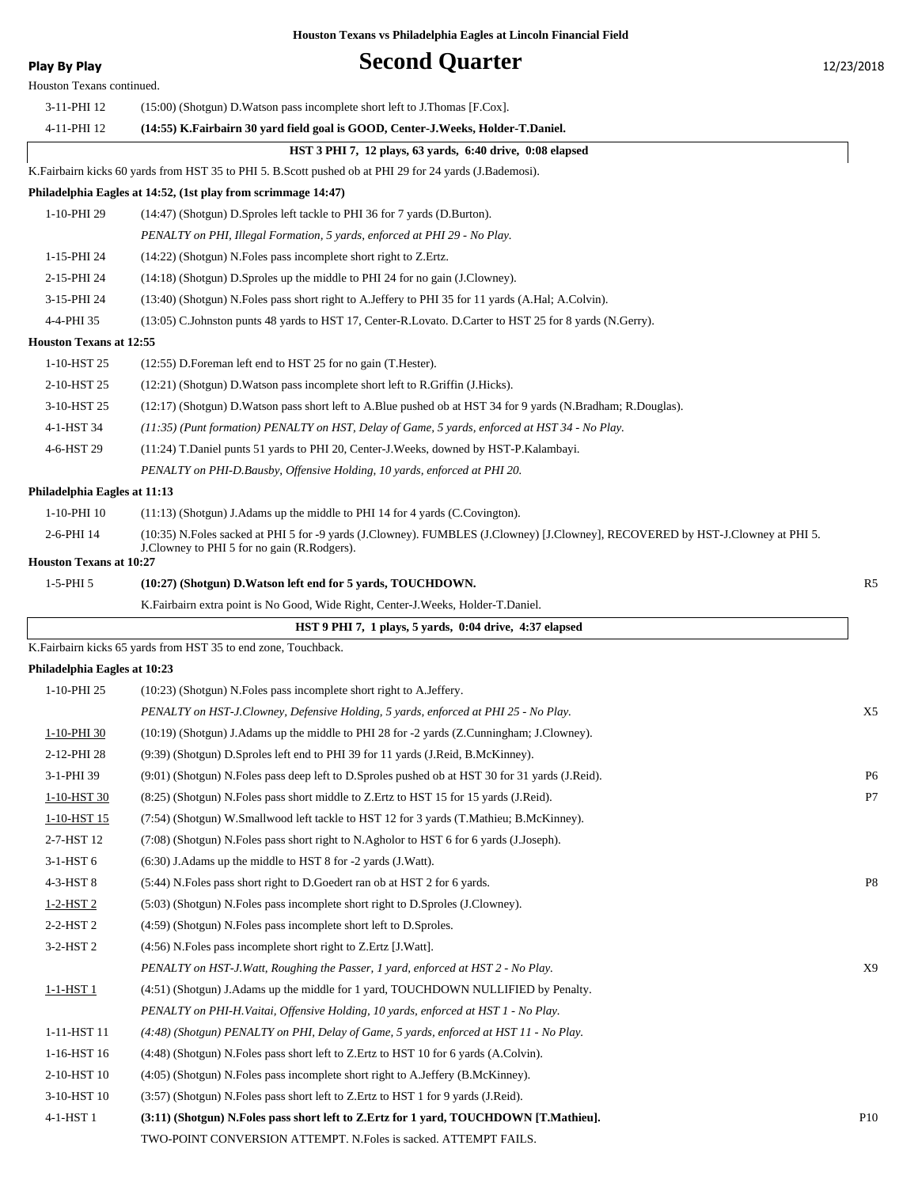**Houston Texans vs Philadelphia Eagles at Lincoln Financial Field**

# Second Quarter

Play By Play — 12/23/2018

Houston Texans continued.

| Down | Play | |
|---|---|---|
| 3-11-PHI 12 | (15:00) (Shotgun) D.Watson pass incomplete short left to J.Thomas [F.Cox]. | |
| 4-11-PHI 12 | **(14:55) K.Fairbairn 30 yard field goal is GOOD, Center-J.Weeks, Holder-T.Daniel.** | |

**HST 3 PHI 7, 12 plays, 63 yards, 6:40 drive, 0:08 elapsed**

K.Fairbairn kicks 60 yards from HST 35 to PHI 5. B.Scott pushed ob at PHI 29 for 24 yards (J.Bademosi).

**Philadelphia Eagles at 14:52, (1st play from scrimmage 14:47)**

| Down | Play | |
|---|---|---|
| 1-10-PHI 29 | (14:47) (Shotgun) D.Sproles left tackle to PHI 36 for 7 yards (D.Burton). | |
| | *PENALTY on PHI, Illegal Formation, 5 yards, enforced at PHI 29 - No Play.* | |
| 1-15-PHI 24 | (14:22) (Shotgun) N.Foles pass incomplete short right to Z.Ertz. | |
| 2-15-PHI 24 | (14:18) (Shotgun) D.Sproles up the middle to PHI 24 for no gain (J.Clowney). | |
| 3-15-PHI 24 | (13:40) (Shotgun) N.Foles pass short right to A.Jeffery to PHI 35 for 11 yards (A.Hal; A.Colvin). | |
| 4-4-PHI 35 | (13:05) C.Johnston punts 48 yards to HST 17, Center-R.Lovato. D.Carter to HST 25 for 8 yards (N.Gerry). | |

**Houston Texans at 12:55**

| Down | Play | |
|---|---|---|
| 1-10-HST 25 | (12:55) D.Foreman left end to HST 25 for no gain (T.Hester). | |
| 2-10-HST 25 | (12:21) (Shotgun) D.Watson pass incomplete short left to R.Griffin (J.Hicks). | |
| 3-10-HST 25 | (12:17) (Shotgun) D.Watson pass short left to A.Blue pushed ob at HST 34 for 9 yards (N.Bradham; R.Douglas). | |
| 4-1-HST 34 | *(11:35) (Punt formation) PENALTY on HST, Delay of Game, 5 yards, enforced at HST 34 - No Play.* | |
| 4-6-HST 29 | (11:24) T.Daniel punts 51 yards to PHI 20, Center-J.Weeks, downed by HST-P.Kalambayi. | |
| | *PENALTY on PHI-D.Bausby, Offensive Holding, 10 yards, enforced at PHI 20.* | |

**Philadelphia Eagles at 11:13**

| Down | Play | |
|---|---|---|
| 1-10-PHI 10 | (11:13) (Shotgun) J.Adams up the middle to PHI 14 for 4 yards (C.Covington). | |
| 2-6-PHI 14 | (10:35) N.Foles sacked at PHI 5 for -9 yards (J.Clowney). FUMBLES (J.Clowney) [J.Clowney], RECOVERED by HST-J.Clowney at PHI 5. J.Clowney to PHI 5 for no gain (R.Rodgers). | |

**Houston Texans at 10:27**

| Down | Play | |
|---|---|---|
| 1-5-PHI 5 | **(10:27) (Shotgun) D.Watson left end for 5 yards, TOUCHDOWN.** | R5 |
| | K.Fairbairn extra point is No Good, Wide Right, Center-J.Weeks, Holder-T.Daniel. | |

**HST 9 PHI 7, 1 plays, 5 yards, 0:04 drive, 4:37 elapsed**

K.Fairbairn kicks 65 yards from HST 35 to end zone, Touchback.

**Philadelphia Eagles at 10:23**

| Down | Play | |
|---|---|---|
| 1-10-PHI 25 | (10:23) (Shotgun) N.Foles pass incomplete short right to A.Jeffery. | |
| | *PENALTY on HST-J.Clowney, Defensive Holding, 5 yards, enforced at PHI 25 - No Play.* | X5 |
| 1-10-PHI 30 | (10:19) (Shotgun) J.Adams up the middle to PHI 28 for -2 yards (Z.Cunningham; J.Clowney). | |
| 2-12-PHI 28 | (9:39) (Shotgun) D.Sproles left end to PHI 39 for 11 yards (J.Reid, B.McKinney). | |
| 3-1-PHI 39 | (9:01) (Shotgun) N.Foles pass deep left to D.Sproles pushed ob at HST 30 for 31 yards (J.Reid). | P6 |
| 1-10-HST 30 | (8:25) (Shotgun) N.Foles pass short middle to Z.Ertz to HST 15 for 15 yards (J.Reid). | P7 |
| 1-10-HST 15 | (7:54) (Shotgun) W.Smallwood left tackle to HST 12 for 3 yards (T.Mathieu; B.McKinney). | |
| 2-7-HST 12 | (7:08) (Shotgun) N.Foles pass short right to N.Agholor to HST 6 for 6 yards (J.Joseph). | |
| 3-1-HST 6 | (6:30) J.Adams up the middle to HST 8 for -2 yards (J.Watt). | |
| 4-3-HST 8 | (5:44) N.Foles pass short right to D.Goedert ran ob at HST 2 for 6 yards. | P8 |
| 1-2-HST 2 | (5:03) (Shotgun) N.Foles pass incomplete short right to D.Sproles (J.Clowney). | |
| 2-2-HST 2 | (4:59) (Shotgun) N.Foles pass incomplete short left to D.Sproles. | |
| 3-2-HST 2 | (4:56) N.Foles pass incomplete short right to Z.Ertz [J.Watt]. | |
| | *PENALTY on HST-J.Watt, Roughing the Passer, 1 yard, enforced at HST 2 - No Play.* | X9 |
| 1-1-HST 1 | (4:51) (Shotgun) J.Adams up the middle for 1 yard, TOUCHDOWN NULLIFIED by Penalty. | |
| | *PENALTY on PHI-H.Vaitai, Offensive Holding, 10 yards, enforced at HST 1 - No Play.* | |
| 1-11-HST 11 | *(4:48) (Shotgun) PENALTY on PHI, Delay of Game, 5 yards, enforced at HST 11 - No Play.* | |
| 1-16-HST 16 | (4:48) (Shotgun) N.Foles pass short left to Z.Ertz to HST 10 for 6 yards (A.Colvin). | |
| 2-10-HST 10 | (4:05) (Shotgun) N.Foles pass incomplete short right to A.Jeffery (B.McKinney). | |
| 3-10-HST 10 | (3:57) (Shotgun) N.Foles pass short left to Z.Ertz to HST 1 for 9 yards (J.Reid). | |
| 4-1-HST 1 | **(3:11) (Shotgun) N.Foles pass short left to Z.Ertz for 1 yard, TOUCHDOWN [T.Mathieu].** | P10 |
| | TWO-POINT CONVERSION ATTEMPT. N.Foles is sacked. ATTEMPT FAILS. | |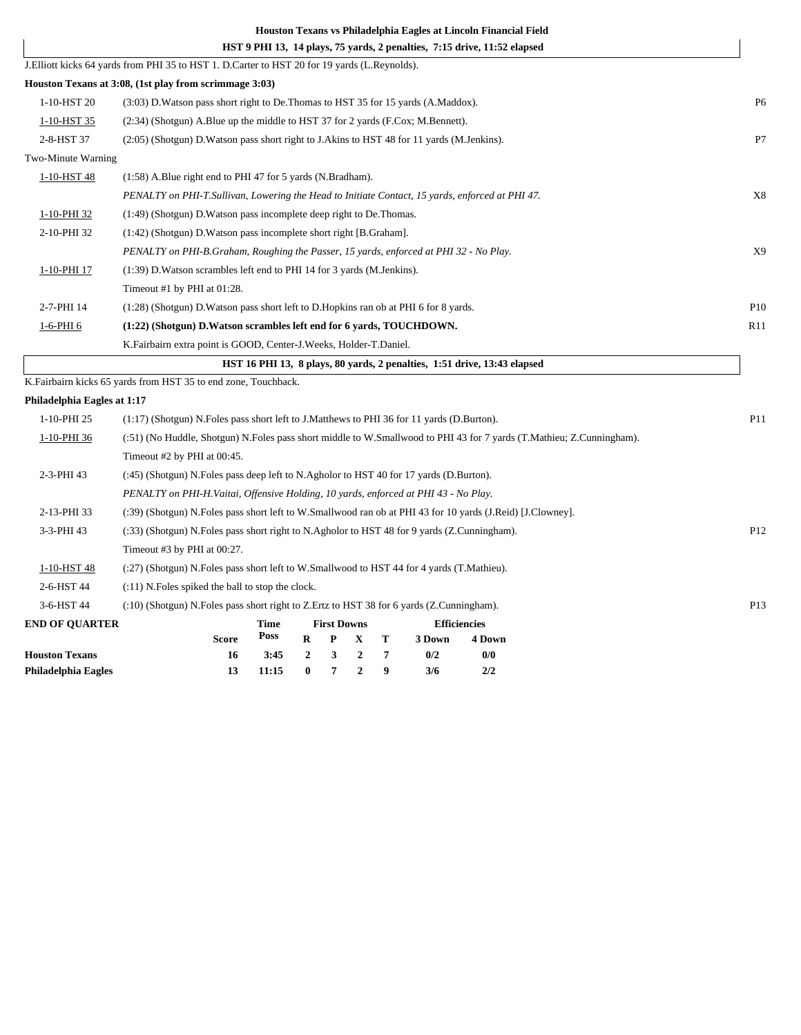**Houston Texans vs Philadelphia Eagles at Lincoln Financial Field**

| | | |
|---|---|---|
| | **HST 9 PHI 13, 14 plays, 75 yards, 2 penalties, 7:15 drive, 11:52 elapsed** | |
| J.Elliott kicks 64 yards from PHI 35 to HST 1. D.Carter to HST 20 for 19 yards (L.Reynolds). | | |
| **Houston Texans at 3:08, (1st play from scrimmage 3:03)** | | |
| 1-10-HST 20 | (3:03) D.Watson pass short right to De.Thomas to HST 35 for 15 yards (A.Maddox). | P6 |
| 1-10-HST 35 | (2:34) (Shotgun) A.Blue up the middle to HST 37 for 2 yards (F.Cox; M.Bennett). | |
| 2-8-HST 37 | (2:05) (Shotgun) D.Watson pass short right to J.Akins to HST 48 for 11 yards (M.Jenkins). | P7 |
| Two-Minute Warning | | |
| 1-10-HST 48 | (1:58) A.Blue right end to PHI 47 for 5 yards (N.Bradham). | |
| | *PENALTY on PHI-T.Sullivan, Lowering the Head to Initiate Contact, 15 yards, enforced at PHI 47.* | X8 |
| 1-10-PHI 32 | (1:49) (Shotgun) D.Watson pass incomplete deep right to De.Thomas. | |
| 2-10-PHI 32 | (1:42) (Shotgun) D.Watson pass incomplete short right [B.Graham]. | |
| | *PENALTY on PHI-B.Graham, Roughing the Passer, 15 yards, enforced at PHI 32 - No Play.* | X9 |
| 1-10-PHI 17 | (1:39) D.Watson scrambles left end to PHI 14 for 3 yards (M.Jenkins). | |
| | Timeout #1 by PHI at 01:28. | |
| 2-7-PHI 14 | (1:28) (Shotgun) D.Watson pass short left to D.Hopkins ran ob at PHI 6 for 8 yards. | P10 |
| 1-6-PHI 6 | **(1:22) (Shotgun) D.Watson scrambles left end for 6 yards, TOUCHDOWN.** | R11 |
| | K.Fairbairn extra point is GOOD, Center-J.Weeks, Holder-T.Daniel. | |
| | **HST 16 PHI 13, 8 plays, 80 yards, 2 penalties, 1:51 drive, 13:43 elapsed** | |
| K.Fairbairn kicks 65 yards from HST 35 to end zone, Touchback. | | |
| **Philadelphia Eagles at 1:17** | | |
| 1-10-PHI 25 | (1:17) (Shotgun) N.Foles pass short left to J.Matthews to PHI 36 for 11 yards (D.Burton). | P11 |
| 1-10-PHI 36 | (:51) (No Huddle, Shotgun) N.Foles pass short middle to W.Smallwood to PHI 43 for 7 yards (T.Mathieu; Z.Cunningham). | |
| | Timeout #2 by PHI at 00:45. | |
| 2-3-PHI 43 | (:45) (Shotgun) N.Foles pass deep left to N.Agholor to HST 40 for 17 yards (D.Burton). | |
| | *PENALTY on PHI-H.Vaitai, Offensive Holding, 10 yards, enforced at PHI 43 - No Play.* | |
| 2-13-PHI 33 | (:39) (Shotgun) N.Foles pass short left to W.Smallwood ran ob at PHI 43 for 10 yards (J.Reid) [J.Clowney]. | |
| 3-3-PHI 43 | (:33) (Shotgun) N.Foles pass short right to N.Agholor to HST 48 for 9 yards (Z.Cunningham). | P12 |
| | Timeout #3 by PHI at 00:27. | |
| 1-10-HST 48 | (:27) (Shotgun) N.Foles pass short left to W.Smallwood to HST 44 for 4 yards (T.Mathieu). | |
| 2-6-HST 44 | (:11) N.Foles spiked the ball to stop the clock. | |
| 3-6-HST 44 | (:10) (Shotgun) N.Foles pass short right to Z.Ertz to HST 38 for 6 yards (Z.Cunningham). | P13 |

| **END OF QUARTER** | | **Time** | **First Downs** | | | | **Efficiencies** | |
|---|---|---|---|---|---|---|---|---|
| | **Score** | **Poss** | **R** | **P** | **X** | **T** | **3 Down** | **4 Down** |
| **Houston Texans** | **16** | **3:45** | **2** | **3** | **2** | **7** | **0/2** | **0/0** |
| **Philadelphia Eagles** | **13** | **11:15** | **0** | **7** | **2** | **9** | **3/6** | **2/2** |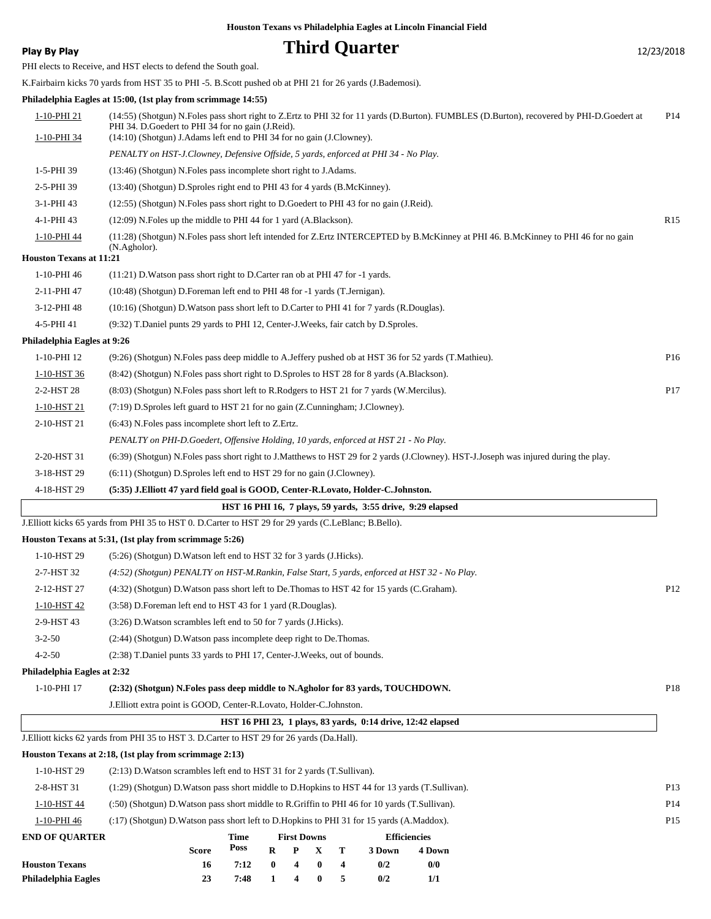Houston Texans vs Philadelphia Eagles at Lincoln Financial Field

**Play By Play**

# Third Quarter

12/23/2018

PHI elects to Receive, and HST elects to defend the South goal.

K.Fairbairn kicks 70 yards from HST 35 to PHI -5. B.Scott pushed ob at PHI 21 for 26 yards (J.Bademosi).

**Philadelphia Eagles at 15:00, (1st play from scrimmage 14:55)**

| | | |
|---|---|---|
| 1-10-PHI 21 | (14:55) (Shotgun) N.Foles pass short right to Z.Ertz to PHI 32 for 11 yards (D.Burton). FUMBLES (D.Burton), recovered by PHI-D.Goedert at PHI 34. D.Goedert to PHI 34 for no gain (J.Reid). | P14 |
| 1-10-PHI 34 | (14:10) (Shotgun) J.Adams left end to PHI 34 for no gain (J.Clowney). | |
| | *PENALTY on HST-J.Clowney, Defensive Offside, 5 yards, enforced at PHI 34 - No Play.* | |
| 1-5-PHI 39 | (13:46) (Shotgun) N.Foles pass incomplete short right to J.Adams. | |
| 2-5-PHI 39 | (13:40) (Shotgun) D.Sproles right end to PHI 43 for 4 yards (B.McKinney). | |
| 3-1-PHI 43 | (12:55) (Shotgun) N.Foles pass short right to D.Goedert to PHI 43 for no gain (J.Reid). | |
| 4-1-PHI 43 | (12:09) N.Foles up the middle to PHI 44 for 1 yard (A.Blackson). | R15 |
| 1-10-PHI 44 | (11:28) (Shotgun) N.Foles pass short left intended for Z.Ertz INTERCEPTED by B.McKinney at PHI 46. B.McKinney to PHI 46 for no gain (N.Agholor). | |

**Houston Texans at 11:21**

| | | |
|---|---|---|
| 1-10-PHI 46 | (11:21) D.Watson pass short right to D.Carter ran ob at PHI 47 for -1 yards. | |
| 2-11-PHI 47 | (10:48) (Shotgun) D.Foreman left end to PHI 48 for -1 yards (T.Jernigan). | |
| 3-12-PHI 48 | (10:16) (Shotgun) D.Watson pass short left to D.Carter to PHI 41 for 7 yards (R.Douglas). | |
| 4-5-PHI 41 | (9:32) T.Daniel punts 29 yards to PHI 12, Center-J.Weeks, fair catch by D.Sproles. | |

**Philadelphia Eagles at 9:26**

| | | |
|---|---|---|
| 1-10-PHI 12 | (9:26) (Shotgun) N.Foles pass deep middle to A.Jeffery pushed ob at HST 36 for 52 yards (T.Mathieu). | P16 |
| 1-10-HST 36 | (8:42) (Shotgun) N.Foles pass short right to D.Sproles to HST 28 for 8 yards (A.Blackson). | |
| 2-2-HST 28 | (8:03) (Shotgun) N.Foles pass short left to R.Rodgers to HST 21 for 7 yards (W.Mercilus). | P17 |
| 1-10-HST 21 | (7:19) D.Sproles left guard to HST 21 for no gain (Z.Cunningham; J.Clowney). | |
| 2-10-HST 21 | (6:43) N.Foles pass incomplete short left to Z.Ertz. | |
| | *PENALTY on PHI-D.Goedert, Offensive Holding, 10 yards, enforced at HST 21 - No Play.* | |
| 2-20-HST 31 | (6:39) (Shotgun) N.Foles pass short right to J.Matthews to HST 29 for 2 yards (J.Clowney). HST-J.Joseph was injured during the play. | |
| 3-18-HST 29 | (6:11) (Shotgun) D.Sproles left end to HST 29 for no gain (J.Clowney). | |
| 4-18-HST 29 | **(5:35) J.Elliott 47 yard field goal is GOOD, Center-R.Lovato, Holder-C.Johnston.** | |

**HST 16 PHI 16, 7 plays, 59 yards, 3:55 drive, 9:29 elapsed**

J.Elliott kicks 65 yards from PHI 35 to HST 0. D.Carter to HST 29 for 29 yards (C.LeBlanc; B.Bello).

**Houston Texans at 5:31, (1st play from scrimmage 5:26)**

| | | |
|---|---|---|
| 1-10-HST 29 | (5:26) (Shotgun) D.Watson left end to HST 32 for 3 yards (J.Hicks). | |
| 2-7-HST 32 | *(4:52) (Shotgun) PENALTY on HST-M.Rankin, False Start, 5 yards, enforced at HST 32 - No Play.* | |
| 2-12-HST 27 | (4:32) (Shotgun) D.Watson pass short left to De.Thomas to HST 42 for 15 yards (C.Graham). | P12 |
| 1-10-HST 42 | (3:58) D.Foreman left end to HST 43 for 1 yard (R.Douglas). | |
| 2-9-HST 43 | (3:26) D.Watson scrambles left end to 50 for 7 yards (J.Hicks). | |
| 3-2-50 | (2:44) (Shotgun) D.Watson pass incomplete deep right to De.Thomas. | |
| 4-2-50 | (2:38) T.Daniel punts 33 yards to PHI 17, Center-J.Weeks, out of bounds. | |

**Philadelphia Eagles at 2:32**

| | | |
|---|---|---|
| 1-10-PHI 17 | **(2:32) (Shotgun) N.Foles pass deep middle to N.Agholor for 83 yards, TOUCHDOWN.** | P18 |
| | J.Elliott extra point is GOOD, Center-R.Lovato, Holder-C.Johnston. | |

**HST 16 PHI 23, 1 plays, 83 yards, 0:14 drive, 12:42 elapsed**

J.Elliott kicks 62 yards from PHI 35 to HST 3. D.Carter to HST 29 for 26 yards (Da.Hall).

**Houston Texans at 2:18, (1st play from scrimmage 2:13)**

| | | |
|---|---|---|
| 1-10-HST 29 | (2:13) D.Watson scrambles left end to HST 31 for 2 yards (T.Sullivan). | |
| 2-8-HST 31 | (1:29) (Shotgun) D.Watson pass short middle to D.Hopkins to HST 44 for 13 yards (T.Sullivan). | P13 |
| 1-10-HST 44 | (:50) (Shotgun) D.Watson pass short middle to R.Griffin to PHI 46 for 10 yards (T.Sullivan). | P14 |
| 1-10-PHI 46 | (:17) (Shotgun) D.Watson pass short left to D.Hopkins to PHI 31 for 15 yards (A.Maddox). | P15 |

**END OF QUARTER**

| | Score | Time Poss | First Downs R | P | X | T | Efficiencies 3 Down | 4 Down |
|---|---|---|---|---|---|---|---|---|
| **Houston Texans** | 16 | 7:12 | 0 | 4 | 0 | 4 | 0/2 | 0/0 |
| **Philadelphia Eagles** | 23 | 7:48 | 1 | 4 | 0 | 5 | 0/2 | 1/1 |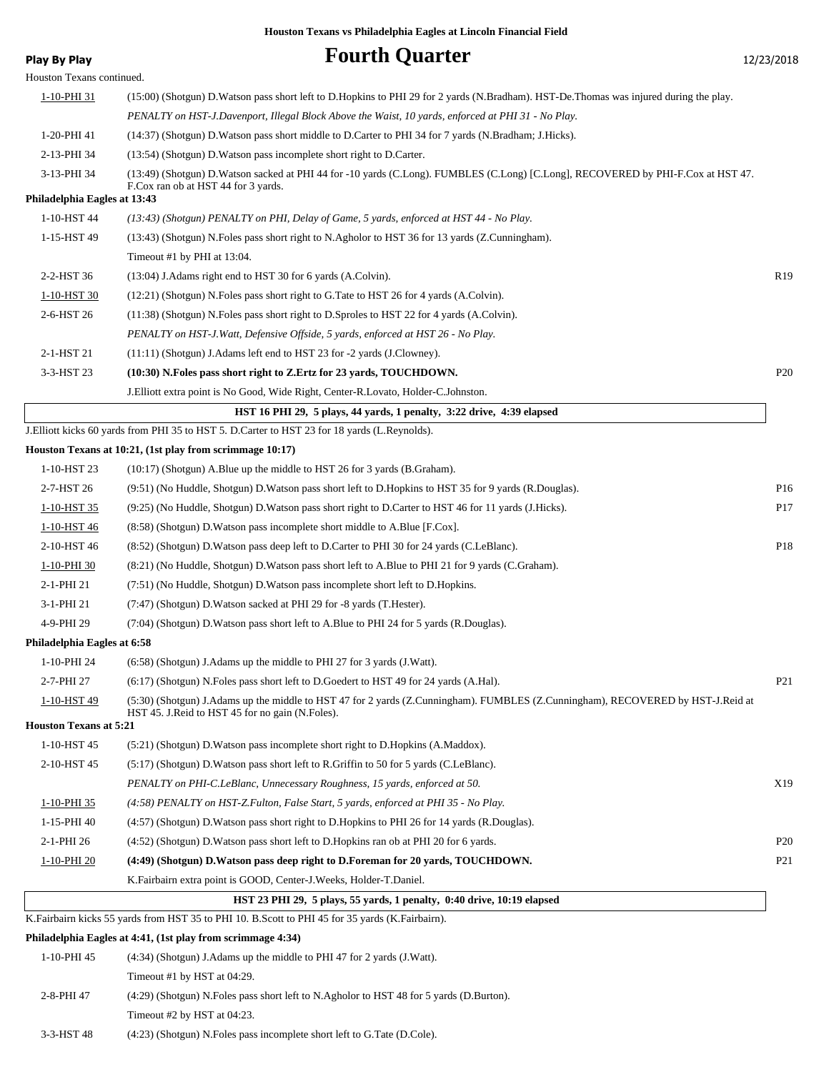**Houston Texans vs Philadelphia Eagles at Lincoln Financial Field**

**Play By Play**

# Fourth Quarter

12/23/2018

Houston Texans continued.

| Down | Play | |
|---|---|---|
| 1-10-PHI 31 | (15:00) (Shotgun) D.Watson pass short left to D.Hopkins to PHI 29 for 2 yards (N.Bradham). HST-De.Thomas was injured during the play. | |
| | *PENALTY on HST-J.Davenport, Illegal Block Above the Waist, 10 yards, enforced at PHI 31 - No Play.* | |
| 1-20-PHI 41 | (14:37) (Shotgun) D.Watson pass short middle to D.Carter to PHI 34 for 7 yards (N.Bradham; J.Hicks). | |
| 2-13-PHI 34 | (13:54) (Shotgun) D.Watson pass incomplete short right to D.Carter. | |
| 3-13-PHI 34 | (13:49) (Shotgun) D.Watson sacked at PHI 44 for -10 yards (C.Long). FUMBLES (C.Long) [C.Long], RECOVERED by PHI-F.Cox at HST 47. F.Cox ran ob at HST 44 for 3 yards. | |

**Philadelphia Eagles at 13:43**

| Down | Play | |
|---|---|---|
| 1-10-HST 44 | *(13:43) (Shotgun) PENALTY on PHI, Delay of Game, 5 yards, enforced at HST 44 - No Play.* | |
| 1-15-HST 49 | (13:43) (Shotgun) N.Foles pass short right to N.Agholor to HST 36 for 13 yards (Z.Cunningham). | |
| | Timeout #1 by PHI at 13:04. | |
| 2-2-HST 36 | (13:04) J.Adams right end to HST 30 for 6 yards (A.Colvin). | R19 |
| 1-10-HST 30 | (12:21) (Shotgun) N.Foles pass short right to G.Tate to HST 26 for 4 yards (A.Colvin). | |
| 2-6-HST 26 | (11:38) (Shotgun) N.Foles pass short right to D.Sproles to HST 22 for 4 yards (A.Colvin). | |
| | *PENALTY on HST-J.Watt, Defensive Offside, 5 yards, enforced at HST 26 - No Play.* | |
| 2-1-HST 21 | (11:11) (Shotgun) J.Adams left end to HST 23 for -2 yards (J.Clowney). | |
| 3-3-HST 23 | **(10:30) N.Foles pass short right to Z.Ertz for 23 yards, TOUCHDOWN.** | P20 |
| | J.Elliott extra point is No Good, Wide Right, Center-R.Lovato, Holder-C.Johnston. | |

**HST 16 PHI 29, 5 plays, 44 yards, 1 penalty, 3:22 drive, 4:39 elapsed**

J.Elliott kicks 60 yards from PHI 35 to HST 5. D.Carter to HST 23 for 18 yards (L.Reynolds).

**Houston Texans at 10:21, (1st play from scrimmage 10:17)**

| Down | Play | |
|---|---|---|
| 1-10-HST 23 | (10:17) (Shotgun) A.Blue up the middle to HST 26 for 3 yards (B.Graham). | |
| 2-7-HST 26 | (9:51) (No Huddle, Shotgun) D.Watson pass short left to D.Hopkins to HST 35 for 9 yards (R.Douglas). | P16 |
| 1-10-HST 35 | (9:25) (No Huddle, Shotgun) D.Watson pass short right to D.Carter to HST 46 for 11 yards (J.Hicks). | P17 |
| 1-10-HST 46 | (8:58) (Shotgun) D.Watson pass incomplete short middle to A.Blue [F.Cox]. | |
| 2-10-HST 46 | (8:52) (Shotgun) D.Watson pass deep left to D.Carter to PHI 30 for 24 yards (C.LeBlanc). | P18 |
| 1-10-PHI 30 | (8:21) (No Huddle, Shotgun) D.Watson pass short left to A.Blue to PHI 21 for 9 yards (C.Graham). | |
| 2-1-PHI 21 | (7:51) (No Huddle, Shotgun) D.Watson pass incomplete short left to D.Hopkins. | |
| 3-1-PHI 21 | (7:47) (Shotgun) D.Watson sacked at PHI 29 for -8 yards (T.Hester). | |
| 4-9-PHI 29 | (7:04) (Shotgun) D.Watson pass short left to A.Blue to PHI 24 for 5 yards (R.Douglas). | |

**Philadelphia Eagles at 6:58**

| Down | Play | |
|---|---|---|
| 1-10-PHI 24 | (6:58) (Shotgun) J.Adams up the middle to PHI 27 for 3 yards (J.Watt). | |
| 2-7-PHI 27 | (6:17) (Shotgun) N.Foles pass short left to D.Goedert to HST 49 for 24 yards (A.Hal). | P21 |
| 1-10-HST 49 | (5:30) (Shotgun) J.Adams up the middle to HST 47 for 2 yards (Z.Cunningham). FUMBLES (Z.Cunningham), RECOVERED by HST-J.Reid at HST 45. J.Reid to HST 45 for no gain (N.Foles). | |

**Houston Texans at 5:21**

| Down | Play | |
|---|---|---|
| 1-10-HST 45 | (5:21) (Shotgun) D.Watson pass incomplete short right to D.Hopkins (A.Maddox). | |
| 2-10-HST 45 | (5:17) (Shotgun) D.Watson pass short left to R.Griffin to 50 for 5 yards (C.LeBlanc). | |
| | *PENALTY on PHI-C.LeBlanc, Unnecessary Roughness, 15 yards, enforced at 50.* | X19 |
| 1-10-PHI 35 | *(4:58) PENALTY on HST-Z.Fulton, False Start, 5 yards, enforced at PHI 35 - No Play.* | |
| 1-15-PHI 40 | (4:57) (Shotgun) D.Watson pass short right to D.Hopkins to PHI 26 for 14 yards (R.Douglas). | |
| 2-1-PHI 26 | (4:52) (Shotgun) D.Watson pass short left to D.Hopkins ran ob at PHI 20 for 6 yards. | P20 |
| 1-10-PHI 20 | **(4:49) (Shotgun) D.Watson pass deep right to D.Foreman for 20 yards, TOUCHDOWN.** | P21 |
| | K.Fairbairn extra point is GOOD, Center-J.Weeks, Holder-T.Daniel. | |

**HST 23 PHI 29, 5 plays, 55 yards, 1 penalty, 0:40 drive, 10:19 elapsed**

K.Fairbairn kicks 55 yards from HST 35 to PHI 10. B.Scott to PHI 45 for 35 yards (K.Fairbairn).

**Philadelphia Eagles at 4:41, (1st play from scrimmage 4:34)**

| Down | Play | |
|---|---|---|
| 1-10-PHI 45 | (4:34) (Shotgun) J.Adams up the middle to PHI 47 for 2 yards (J.Watt). | |
| | Timeout #1 by HST at 04:29. | |
| 2-8-PHI 47 | (4:29) (Shotgun) N.Foles pass short left to N.Agholor to HST 48 for 5 yards (D.Burton). | |
| | Timeout #2 by HST at 04:23. | |
| 3-3-HST 48 | (4:23) (Shotgun) N.Foles pass incomplete short left to G.Tate (D.Cole). | |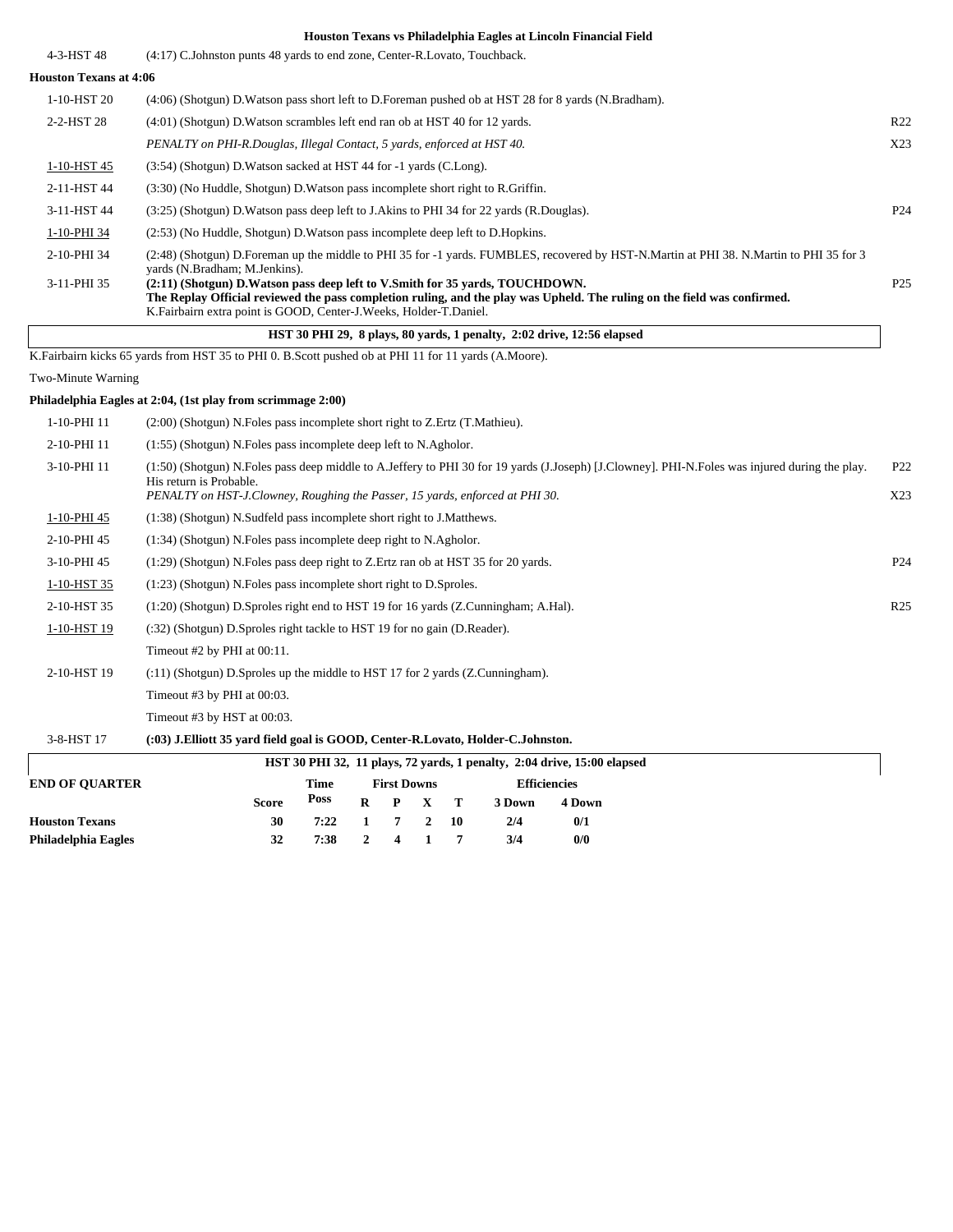### Houston Texans vs Philadelphia Eagles at Lincoln Financial Field

| | | |
|---|---|---|
| 4-3-HST 48 | (4:17) C.Johnston punts 48 yards to end zone, Center-R.Lovato, Touchback. | |

**Houston Texans at 4:06**

| | | |
|---|---|---|
| 1-10-HST 20 | (4:06) (Shotgun) D.Watson pass short left to D.Foreman pushed ob at HST 28 for 8 yards (N.Bradham). | |
| 2-2-HST 28 | (4:01) (Shotgun) D.Watson scrambles left end ran ob at HST 40 for 12 yards. | R22 |
| | *PENALTY on PHI-R.Douglas, Illegal Contact, 5 yards, enforced at HST 40.* | X23 |
| 1-10-HST 45 | (3:54) (Shotgun) D.Watson sacked at HST 44 for -1 yards (C.Long). | |
| 2-11-HST 44 | (3:30) (No Huddle, Shotgun) D.Watson pass incomplete short right to R.Griffin. | |
| 3-11-HST 44 | (3:25) (Shotgun) D.Watson pass deep left to J.Akins to PHI 34 for 22 yards (R.Douglas). | P24 |
| 1-10-PHI 34 | (2:53) (No Huddle, Shotgun) D.Watson pass incomplete deep left to D.Hopkins. | |
| 2-10-PHI 34 | (2:48) (Shotgun) D.Foreman up the middle to PHI 35 for -1 yards. FUMBLES, recovered by HST-N.Martin at PHI 38. N.Martin to PHI 35 for 3 yards (N.Bradham; M.Jenkins). | |
| 3-11-PHI 35 | **(2:11) (Shotgun) D.Watson pass deep left to V.Smith for 35 yards, TOUCHDOWN.** **The Replay Official reviewed the pass completion ruling, and the play was Upheld. The ruling on the field was confirmed.** K.Fairbairn extra point is GOOD, Center-J.Weeks, Holder-T.Daniel. | P25 |

**HST 30 PHI 29, 8 plays, 80 yards, 1 penalty, 2:02 drive, 12:56 elapsed**

K.Fairbairn kicks 65 yards from HST 35 to PHI 0. B.Scott pushed ob at PHI 11 for 11 yards (A.Moore).

Two-Minute Warning

**Philadelphia Eagles at 2:04, (1st play from scrimmage 2:00)**

| | | |
|---|---|---|
| 1-10-PHI 11 | (2:00) (Shotgun) N.Foles pass incomplete short right to Z.Ertz (T.Mathieu). | |
| 2-10-PHI 11 | (1:55) (Shotgun) N.Foles pass incomplete deep left to N.Agholor. | |
| 3-10-PHI 11 | (1:50) (Shotgun) N.Foles pass deep middle to A.Jeffery to PHI 30 for 19 yards (J.Joseph) [J.Clowney]. PHI-N.Foles was injured during the play. His return is Probable. | P22 |
| | *PENALTY on HST-J.Clowney, Roughing the Passer, 15 yards, enforced at PHI 30.* | X23 |
| 1-10-PHI 45 | (1:38) (Shotgun) N.Sudfeld pass incomplete short right to J.Matthews. | |
| 2-10-PHI 45 | (1:34) (Shotgun) N.Foles pass incomplete deep right to N.Agholor. | |
| 3-10-PHI 45 | (1:29) (Shotgun) N.Foles pass deep right to Z.Ertz ran ob at HST 35 for 20 yards. | P24 |
| 1-10-HST 35 | (1:23) (Shotgun) N.Foles pass incomplete short right to D.Sproles. | |
| 2-10-HST 35 | (1:20) (Shotgun) D.Sproles right end to HST 19 for 16 yards (Z.Cunningham; A.Hal). | R25 |
| 1-10-HST 19 | (:32) (Shotgun) D.Sproles right tackle to HST 19 for no gain (D.Reader). | |
| | Timeout #2 by PHI at 00:11. | |
| 2-10-HST 19 | (:11) (Shotgun) D.Sproles up the middle to HST 17 for 2 yards (Z.Cunningham). | |
| | Timeout #3 by PHI at 00:03. | |
| | Timeout #3 by HST at 00:03. | |
| 3-8-HST 17 | **(:03) J.Elliott 35 yard field goal is GOOD, Center-R.Lovato, Holder-C.Johnston.** | |

**HST 30 PHI 32, 11 plays, 72 yards, 1 penalty, 2:04 drive, 15:00 elapsed**

| END OF QUARTER | Score | Time Poss | First Downs R | P | X | T | Efficiencies 3 Down | 4 Down |
|---|---|---|---|---|---|---|---|---|
| **Houston Texans** | 30 | 7:22 | 1 | 7 | 2 | 10 | 2/4 | 0/1 |
| **Philadelphia Eagles** | 32 | 7:38 | 2 | 4 | 1 | 7 | 3/4 | 0/0 |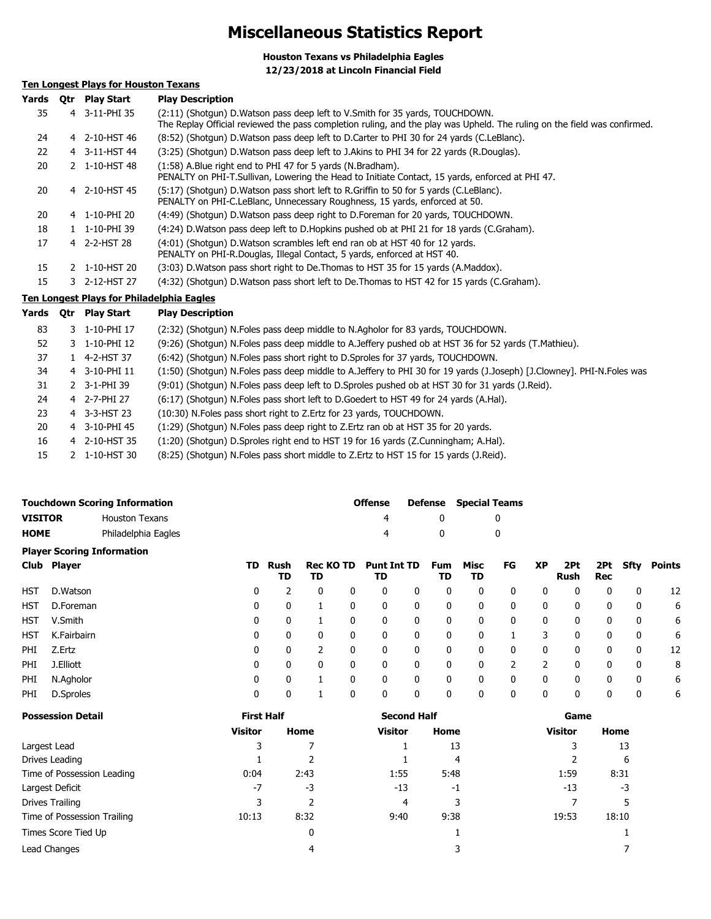# Miscellaneous Statistics Report

**Houston Texans vs Philadelphia Eagles**
**12/23/2018 at Lincoln Financial Field**

### Ten Longest Plays for Houston Texans

| Yards | Qtr | Play Start | Play Description |
|---|---|---|---|
| 35 | 4 | 3-11-PHI 35 | (2:11) (Shotgun) D.Watson pass deep left to V.Smith for 35 yards, TOUCHDOWN. The Replay Official reviewed the pass completion ruling, and the play was Upheld. The ruling on the field was confirmed. |
| 24 | 4 | 2-10-HST 46 | (8:52) (Shotgun) D.Watson pass deep left to D.Carter to PHI 30 for 24 yards (C.LeBlanc). |
| 22 | 4 | 3-11-HST 44 | (3:25) (Shotgun) D.Watson pass deep left to J.Akins to PHI 34 for 22 yards (R.Douglas). |
| 20 | 2 | 1-10-HST 48 | (1:58) A.Blue right end to PHI 47 for 5 yards (N.Bradham). PENALTY on PHI-T.Sullivan, Lowering the Head to Initiate Contact, 15 yards, enforced at PHI 47. |
| 20 | 4 | 2-10-HST 45 | (5:17) (Shotgun) D.Watson pass short left to R.Griffin to 50 for 5 yards (C.LeBlanc). PENALTY on PHI-C.LeBlanc, Unnecessary Roughness, 15 yards, enforced at 50. |
| 20 | 4 | 1-10-PHI 20 | (4:49) (Shotgun) D.Watson pass deep right to D.Foreman for 20 yards, TOUCHDOWN. |
| 18 | 1 | 1-10-PHI 39 | (4:24) D.Watson pass deep left to D.Hopkins pushed ob at PHI 21 for 18 yards (C.Graham). |
| 17 | 4 | 2-2-HST 28 | (4:01) (Shotgun) D.Watson scrambles left end ran ob at HST 40 for 12 yards. PENALTY on PHI-R.Douglas, Illegal Contact, 5 yards, enforced at HST 40. |
| 15 | 2 | 1-10-HST 20 | (3:03) D.Watson pass short right to De.Thomas to HST 35 for 15 yards (A.Maddox). |
| 15 | 3 | 2-12-HST 27 | (4:32) (Shotgun) D.Watson pass short left to De.Thomas to HST 42 for 15 yards (C.Graham). |

### Ten Longest Plays for Philadelphia Eagles

| Yards | Qtr | Play Start | Play Description |
|---|---|---|---|
| 83 | 3 | 1-10-PHI 17 | (2:32) (Shotgun) N.Foles pass deep middle to N.Agholor for 83 yards, TOUCHDOWN. |
| 52 | 3 | 1-10-PHI 12 | (9:26) (Shotgun) N.Foles pass deep middle to A.Jeffery pushed ob at HST 36 for 52 yards (T.Mathieu). |
| 37 | 1 | 4-2-HST 37 | (6:42) (Shotgun) N.Foles pass short right to D.Sproles for 37 yards, TOUCHDOWN. |
| 34 | 4 | 3-10-PHI 11 | (1:50) (Shotgun) N.Foles pass deep middle to A.Jeffery to PHI 30 for 19 yards (J.Joseph) [J.Clowney]. PHI-N.Foles was |
| 31 | 2 | 3-1-PHI 39 | (9:01) (Shotgun) N.Foles pass deep left to D.Sproles pushed ob at HST 30 for 31 yards (J.Reid). |
| 24 | 4 | 2-7-PHI 27 | (6:17) (Shotgun) N.Foles pass short left to D.Goedert to HST 49 for 24 yards (A.Hal). |
| 23 | 4 | 3-3-HST 23 | (10:30) N.Foles pass short right to Z.Ertz for 23 yards, TOUCHDOWN. |
| 20 | 4 | 3-10-PHI 45 | (1:29) (Shotgun) N.Foles pass deep right to Z.Ertz ran ob at HST 35 for 20 yards. |
| 16 | 4 | 2-10-HST 35 | (1:20) (Shotgun) D.Sproles right end to HST 19 for 16 yards (Z.Cunningham; A.Hal). |
| 15 | 2 | 1-10-HST 30 | (8:25) (Shotgun) N.Foles pass short middle to Z.Ertz to HST 15 for 15 yards (J.Reid). |

### Touchdown Scoring Information

| | | Offense | Defense | Special Teams |
|---|---|---|---|---|
| **VISITOR** | Houston Texans | 4 | 0 | 0 |
| **HOME** | Philadelphia Eagles | 4 | 0 | 0 |

### Player Scoring Information

| Club | Player | TD | Rush TD | Rec TD | KO TD | Punt TD | Int TD | Fum TD | Misc TD | FG | XP | 2Pt Rush | 2Pt Rec | Sfty | Points |
|---|---|---|---|---|---|---|---|---|---|---|---|---|---|---|---|
| HST | D.Watson | 0 | 2 | 0 | 0 | 0 | 0 | 0 | 0 | 0 | 0 | 0 | 0 | 0 | 12 |
| HST | D.Foreman | 0 | 0 | 1 | 0 | 0 | 0 | 0 | 0 | 0 | 0 | 0 | 0 | 0 | 6 |
| HST | V.Smith | 0 | 0 | 1 | 0 | 0 | 0 | 0 | 0 | 0 | 0 | 0 | 0 | 0 | 6 |
| HST | K.Fairbairn | 0 | 0 | 0 | 0 | 0 | 0 | 0 | 0 | 1 | 3 | 0 | 0 | 0 | 6 |
| PHI | Z.Ertz | 0 | 0 | 2 | 0 | 0 | 0 | 0 | 0 | 0 | 0 | 0 | 0 | 0 | 12 |
| PHI | J.Elliott | 0 | 0 | 0 | 0 | 0 | 0 | 0 | 0 | 2 | 2 | 0 | 0 | 0 | 8 |
| PHI | N.Agholor | 0 | 0 | 1 | 0 | 0 | 0 | 0 | 0 | 0 | 0 | 0 | 0 | 0 | 6 |
| PHI | D.Sproles | 0 | 0 | 1 | 0 | 0 | 0 | 0 | 0 | 0 | 0 | 0 | 0 | 0 | 6 |

### Possession Detail

| | First Half | | Second Half | | Game | |
|---|---|---|---|---|---|---|
| | Visitor | Home | Visitor | Home | Visitor | Home |
| Largest Lead | 3 | 7 | 1 | 13 | 3 | 13 |
| Drives Leading | 1 | 2 | 1 | 4 | 2 | 6 |
| Time of Possession Leading | 0:04 | 2:43 | 1:55 | 5:48 | 1:59 | 8:31 |
| Largest Deficit | -7 | -3 | -13 | -1 | -13 | -3 |
| Drives Trailing | 3 | 2 | 4 | 3 | 7 | 5 |
| Time of Possession Trailing | 10:13 | 8:32 | 9:40 | 9:38 | 19:53 | 18:10 |
| Times Score Tied Up | | 0 | | 1 | | 1 |
| Lead Changes | | 4 | | 3 | | 7 |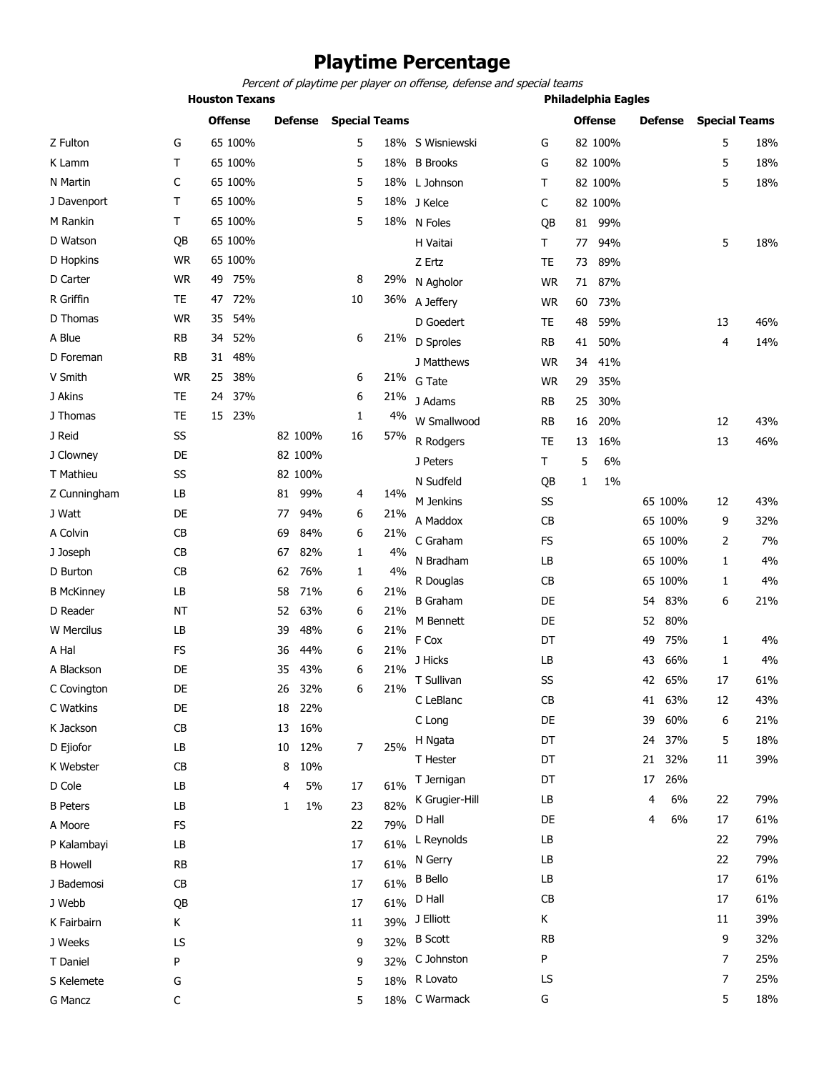# Playtime Percentage

*Percent of playtime per player on offense, defense and special teams*

## Houston Texans

| Player | Pos | Offense | | Defense | | Special Teams | |
|---|---|---|---|---|---|---|---|
| Z Fulton | G | 65 | 100% | | | 5 | 18% |
| K Lamm | T | 65 | 100% | | | 5 | 18% |
| N Martin | C | 65 | 100% | | | 5 | 18% |
| J Davenport | T | 65 | 100% | | | 5 | 18% |
| M Rankin | T | 65 | 100% | | | 5 | 18% |
| D Watson | QB | 65 | 100% | | | | |
| D Hopkins | WR | 65 | 100% | | | | |
| D Carter | WR | 49 | 75% | | | 8 | 29% |
| R Griffin | TE | 47 | 72% | | | 10 | 36% |
| D Thomas | WR | 35 | 54% | | | | |
| A Blue | RB | 34 | 52% | | | 6 | 21% |
| D Foreman | RB | 31 | 48% | | | | |
| V Smith | WR | 25 | 38% | | | 6 | 21% |
| J Akins | TE | 24 | 37% | | | 6 | 21% |
| J Thomas | TE | 15 | 23% | | | 1 | 4% |
| J Reid | SS | | | 82 | 100% | 16 | 57% |
| J Clowney | DE | | | 82 | 100% | | |
| T Mathieu | SS | | | 82 | 100% | | |
| Z Cunningham | LB | | | 81 | 99% | 4 | 14% |
| J Watt | DE | | | 77 | 94% | 6 | 21% |
| A Colvin | CB | | | 69 | 84% | 6 | 21% |
| J Joseph | CB | | | 67 | 82% | 1 | 4% |
| D Burton | CB | | | 62 | 76% | 1 | 4% |
| B McKinney | LB | | | 58 | 71% | 6 | 21% |
| D Reader | NT | | | 52 | 63% | 6 | 21% |
| W Mercilus | LB | | | 39 | 48% | 6 | 21% |
| A Hal | FS | | | 36 | 44% | 6 | 21% |
| A Blackson | DE | | | 35 | 43% | 6 | 21% |
| C Covington | DE | | | 26 | 32% | 6 | 21% |
| C Watkins | DE | | | 18 | 22% | | |
| K Jackson | CB | | | 13 | 16% | | |
| D Ejiofor | LB | | | 10 | 12% | 7 | 25% |
| K Webster | CB | | | 8 | 10% | | |
| D Cole | LB | | | 4 | 5% | 17 | 61% |
| B Peters | LB | | | 1 | 1% | 23 | 82% |
| A Moore | FS | | | | | 22 | 79% |
| P Kalambayi | LB | | | | | 17 | 61% |
| B Howell | RB | | | | | 17 | 61% |
| J Bademosi | CB | | | | | 17 | 61% |
| J Webb | QB | | | | | 17 | 61% |
| K Fairbairn | K | | | | | 11 | 39% |
| J Weeks | LS | | | | | 9 | 32% |
| T Daniel | P | | | | | 9 | 32% |
| S Kelemete | G | | | | | 5 | 18% |
| G Mancz | C | | | | | 5 | 18% |

## Philadelphia Eagles

| Player | Pos | Offense | | Defense | | Special Teams | |
|---|---|---|---|---|---|---|---|
| S Wisniewski | G | 82 | 100% | | | 5 | 18% |
| B Brooks | G | 82 | 100% | | | 5 | 18% |
| L Johnson | T | 82 | 100% | | | 5 | 18% |
| J Kelce | C | 82 | 100% | | | | |
| N Foles | QB | 81 | 99% | | | | |
| H Vaitai | T | 77 | 94% | | | 5 | 18% |
| Z Ertz | TE | 73 | 89% | | | | |
| N Agholor | WR | 71 | 87% | | | | |
| A Jeffery | WR | 60 | 73% | | | | |
| D Goedert | TE | 48 | 59% | | | 13 | 46% |
| D Sproles | RB | 41 | 50% | | | 4 | 14% |
| J Matthews | WR | 34 | 41% | | | | |
| G Tate | WR | 29 | 35% | | | | |
| J Adams | RB | 25 | 30% | | | | |
| W Smallwood | RB | 16 | 20% | | | 12 | 43% |
| R Rodgers | TE | 13 | 16% | | | 13 | 46% |
| J Peters | T | 5 | 6% | | | | |
| N Sudfeld | QB | 1 | 1% | | | | |
| M Jenkins | SS | | | 65 | 100% | 12 | 43% |
| A Maddox | CB | | | 65 | 100% | 9 | 32% |
| C Graham | FS | | | 65 | 100% | 2 | 7% |
| N Bradham | LB | | | 65 | 100% | 1 | 4% |
| R Douglas | CB | | | 65 | 100% | 1 | 4% |
| B Graham | DE | | | 54 | 83% | 6 | 21% |
| M Bennett | DE | | | 52 | 80% | | |
| F Cox | DT | | | 49 | 75% | 1 | 4% |
| J Hicks | LB | | | 43 | 66% | 1 | 4% |
| T Sullivan | SS | | | 42 | 65% | 17 | 61% |
| C LeBlanc | CB | | | 41 | 63% | 12 | 43% |
| C Long | DE | | | 39 | 60% | 6 | 21% |
| H Ngata | DT | | | 24 | 37% | 5 | 18% |
| T Hester | DT | | | 21 | 32% | 11 | 39% |
| T Jernigan | DT | | | 17 | 26% | | |
| K Grugier-Hill | LB | | | 4 | 6% | 22 | 79% |
| D Hall | DE | | | 4 | 6% | 17 | 61% |
| L Reynolds | LB | | | | | 22 | 79% |
| N Gerry | LB | | | | | 22 | 79% |
| B Bello | LB | | | | | 17 | 61% |
| D Hall | CB | | | | | 17 | 61% |
| J Elliott | K | | | | | 11 | 39% |
| B Scott | RB | | | | | 9 | 32% |
| C Johnston | P | | | | | 7 | 25% |
| R Lovato | LS | | | | | 7 | 25% |
| C Warmack | G | | | | | 5 | 18% |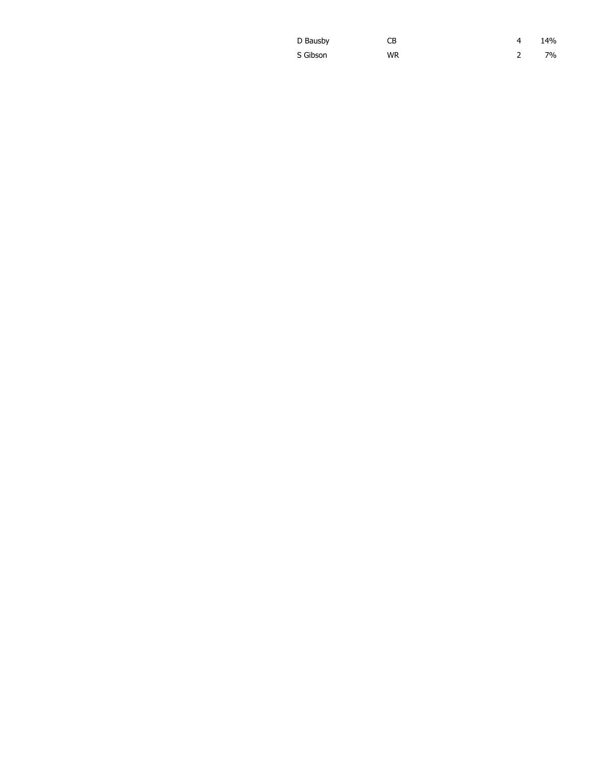| | | | |
|---|---|---|---|
| D Bausby | CB | 4 | 14% |
| S Gibson | WR | 2 | 7% |